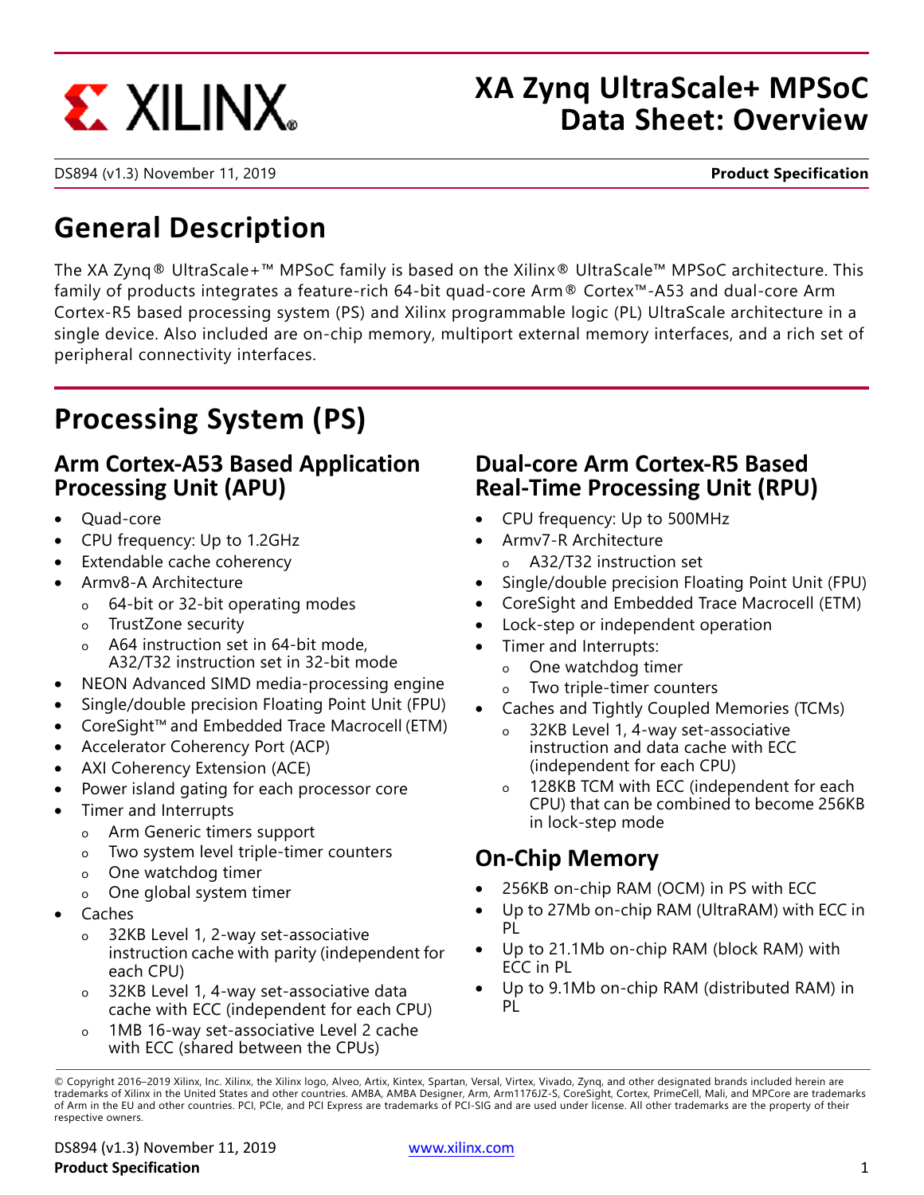# XA Zynq UltraScale+ MPSoC Data Sheet: Overview

DS894 (v1.3) November 11, 2019 **Product Specification**

## General Description

The XA Zynq® UltraScale+™ MPSoC family is based on the Xilinx® UltraScale™ MPSoC architecture. This family of products integrates a feature-rich 64-bit quad-core Arm® Cortex™-A53 and dual-core Arm Cortex-R5 based processing system (PS) and Xilinx programmable logic (PL) UltraScale architecture in a single device. Also included are on-chip memory, multiport external memory interfaces, and a rich set of peripheral connectivity interfaces.

## Processing System (PS)

### Arm Cortex-A53 Based Application Processing Unit (APU)

- Quad-core
- CPU frequency: Up to 1.2GHz
- Extendable cache coherency
- Armv8-A Architecture
  - 64-bit or 32-bit operating modes
  - TrustZone security
  - A64 instruction set in 64-bit mode, A32/T32 instruction set in 32-bit mode
- NEON Advanced SIMD media-processing engine
- Single/double precision Floating Point Unit (FPU)
- CoreSight™ and Embedded Trace Macrocell (ETM)
- Accelerator Coherency Port (ACP)
- AXI Coherency Extension (ACE)
- Power island gating for each processor core
- Timer and Interrupts
  - Arm Generic timers support
  - Two system level triple-timer counters
  - One watchdog timer
  - One global system timer
- Caches
  - 32KB Level 1, 2-way set-associative instruction cache with parity (independent for each CPU)
  - 32KB Level 1, 4-way set-associative data cache with ECC (independent for each CPU)
  - 1MB 16-way set-associative Level 2 cache with ECC (shared between the CPUs)

### Dual-core Arm Cortex-R5 Based Real-Time Processing Unit (RPU)

- CPU frequency: Up to 500MHz
- Armv7-R Architecture
  - A32/T32 instruction set
- Single/double precision Floating Point Unit (FPU)
- CoreSight and Embedded Trace Macrocell (ETM)
- Lock-step or independent operation
- Timer and Interrupts:
  - One watchdog timer
  - Two triple-timer counters
- Caches and Tightly Coupled Memories (TCMs)
  - 32KB Level 1, 4-way set-associative instruction and data cache with ECC (independent for each CPU)
  - 128KB TCM with ECC (independent for each CPU) that can be combined to become 256KB in lock-step mode

### On-Chip Memory

- 256KB on-chip RAM (OCM) in PS with ECC
- Up to 27Mb on-chip RAM (UltraRAM) with ECC in PL
- Up to 21.1Mb on-chip RAM (block RAM) with ECC in PL
- Up to 9.1Mb on-chip RAM (distributed RAM) in PL

© Copyright 2016–2019 Xilinx, Inc. Xilinx, the Xilinx logo, Alveo, Artix, Kintex, Spartan, Versal, Virtex, Vivado, Zynq, and other designated brands included herein are trademarks of Xilinx in the United States and other countries. AMBA, AMBA Designer, Arm, Arm1176JZ-S, CoreSight, Cortex, PrimeCell, Mali, and MPCore are trademarks of Arm in the EU and other countries. PCI, PCIe, and PCI Express are trademarks of PCI-SIG and are used under license. All other trademarks are the property of their respective owners.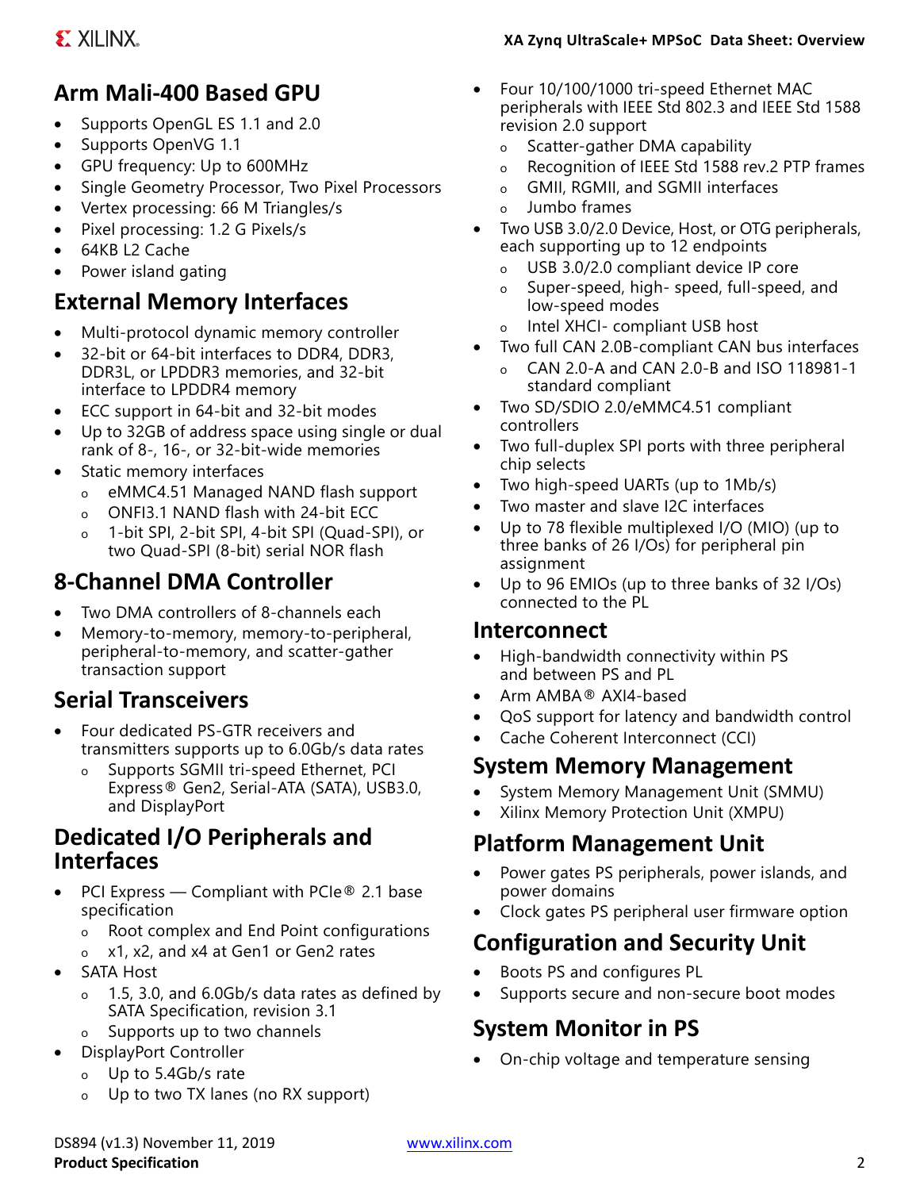## Arm Mali-400 Based GPU

- Supports OpenGL ES 1.1 and 2.0
- Supports OpenVG 1.1
- GPU frequency: Up to 600MHz
- Single Geometry Processor, Two Pixel Processors
- Vertex processing: 66 M Triangles/s
- Pixel processing: 1.2 G Pixels/s
- 64KB L2 Cache
- Power island gating

## External Memory Interfaces

- Multi-protocol dynamic memory controller
- 32-bit or 64-bit interfaces to DDR4, DDR3, DDR3L, or LPDDR3 memories, and 32-bit interface to LPDDR4 memory
- ECC support in 64-bit and 32-bit modes
- Up to 32GB of address space using single or dual rank of 8-, 16-, or 32-bit-wide memories
- Static memory interfaces
  - eMMC4.51 Managed NAND flash support
  - ONFI3.1 NAND flash with 24-bit ECC
  - 1-bit SPI, 2-bit SPI, 4-bit SPI (Quad-SPI), or two Quad-SPI (8-bit) serial NOR flash

## 8-Channel DMA Controller

- Two DMA controllers of 8-channels each
- Memory-to-memory, memory-to-peripheral, peripheral-to-memory, and scatter-gather transaction support

## Serial Transceivers

- Four dedicated PS-GTR receivers and transmitters supports up to 6.0Gb/s data rates
  - Supports SGMII tri-speed Ethernet, PCI Express® Gen2, Serial-ATA (SATA), USB3.0, and DisplayPort

## Dedicated I/O Peripherals and Interfaces

- PCI Express — Compliant with PCIe® 2.1 base specification
  - Root complex and End Point configurations
  - x1, x2, and x4 at Gen1 or Gen2 rates
- SATA Host
  - 1.5, 3.0, and 6.0Gb/s data rates as defined by SATA Specification, revision 3.1
  - Supports up to two channels
- DisplayPort Controller
  - Up to 5.4Gb/s rate
  - Up to two TX lanes (no RX support)
- Four 10/100/1000 tri-speed Ethernet MAC peripherals with IEEE Std 802.3 and IEEE Std 1588 revision 2.0 support
  - Scatter-gather DMA capability
  - Recognition of IEEE Std 1588 rev.2 PTP frames
  - GMII, RGMII, and SGMII interfaces
  - Jumbo frames
- Two USB 3.0/2.0 Device, Host, or OTG peripherals, each supporting up to 12 endpoints
  - USB 3.0/2.0 compliant device IP core
  - Super-speed, high- speed, full-speed, and low-speed modes
  - Intel XHCI- compliant USB host
- Two full CAN 2.0B-compliant CAN bus interfaces
  - CAN 2.0-A and CAN 2.0-B and ISO 118981-1 standard compliant
- Two SD/SDIO 2.0/eMMC4.51 compliant controllers
- Two full-duplex SPI ports with three peripheral chip selects
- Two high-speed UARTs (up to 1Mb/s)
- Two master and slave I2C interfaces
- Up to 78 flexible multiplexed I/O (MIO) (up to three banks of 26 I/Os) for peripheral pin assignment
- Up to 96 EMIOs (up to three banks of 32 I/Os) connected to the PL

## Interconnect

- High-bandwidth connectivity within PS and between PS and PL
- Arm AMBA® AXI4-based
- QoS support for latency and bandwidth control
- Cache Coherent Interconnect (CCI)

## System Memory Management

- System Memory Management Unit (SMMU)
- Xilinx Memory Protection Unit (XMPU)

## Platform Management Unit

- Power gates PS peripherals, power islands, and power domains
- Clock gates PS peripheral user firmware option

## Configuration and Security Unit

- Boots PS and configures PL
- Supports secure and non-secure boot modes

## System Monitor in PS

- On-chip voltage and temperature sensing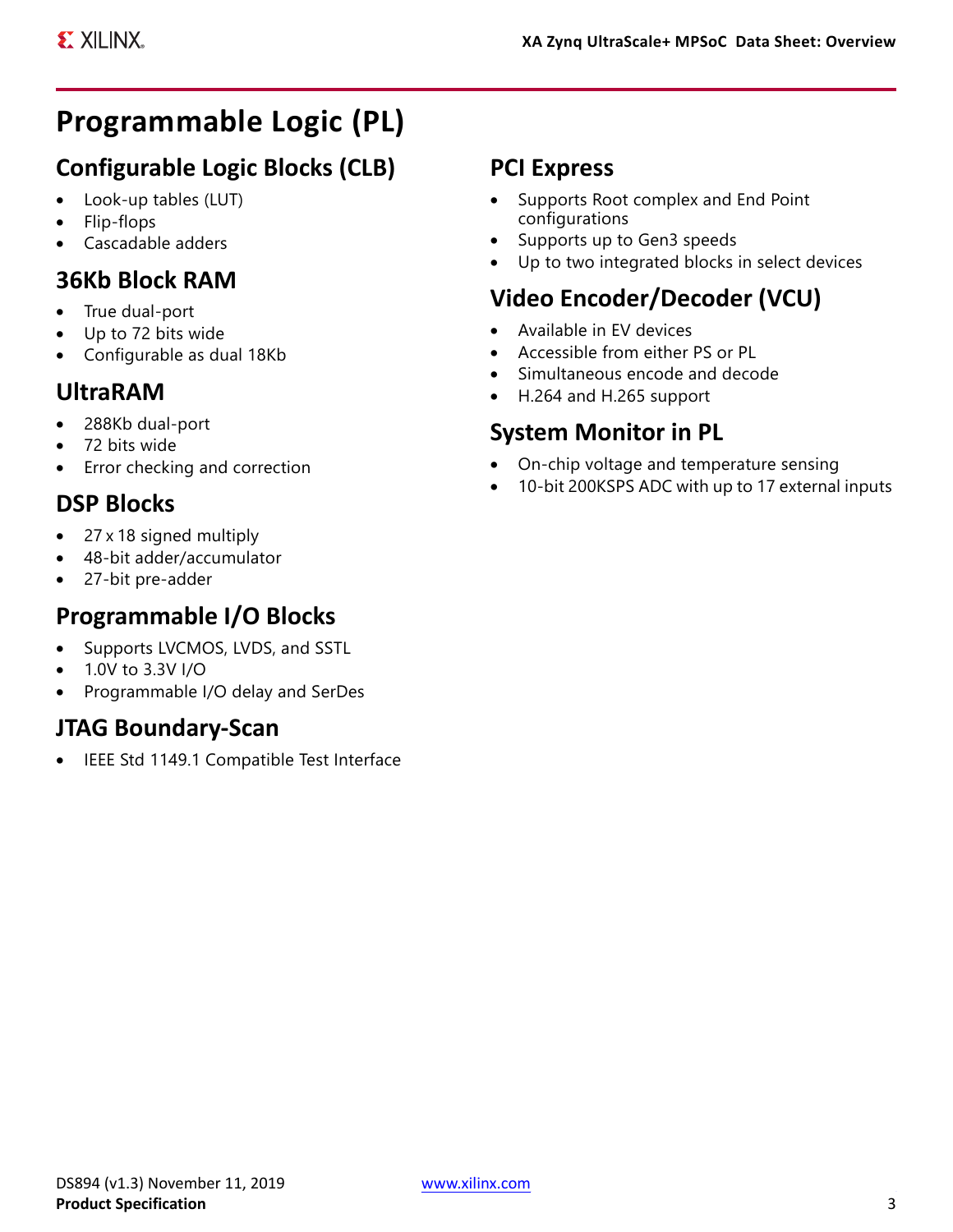# Programmable Logic (PL)

## Configurable Logic Blocks (CLB)

- Look-up tables (LUT)
- Flip-flops
- Cascadable adders

## 36Kb Block RAM

- True dual-port
- Up to 72 bits wide
- Configurable as dual 18Kb

## UltraRAM

- 288Kb dual-port
- 72 bits wide
- Error checking and correction

## DSP Blocks

- 27 x 18 signed multiply
- 48-bit adder/accumulator
- 27-bit pre-adder

## Programmable I/O Blocks

- Supports LVCMOS, LVDS, and SSTL
- 1.0V to 3.3V I/O
- Programmable I/O delay and SerDes

## JTAG Boundary-Scan

- IEEE Std 1149.1 Compatible Test Interface

## PCI Express

- Supports Root complex and End Point configurations
- Supports up to Gen3 speeds
- Up to two integrated blocks in select devices

## Video Encoder/Decoder (VCU)

- Available in EV devices
- Accessible from either PS or PL
- Simultaneous encode and decode
- H.264 and H.265 support

## System Monitor in PL

- On-chip voltage and temperature sensing
- 10-bit 200KSPS ADC with up to 17 external inputs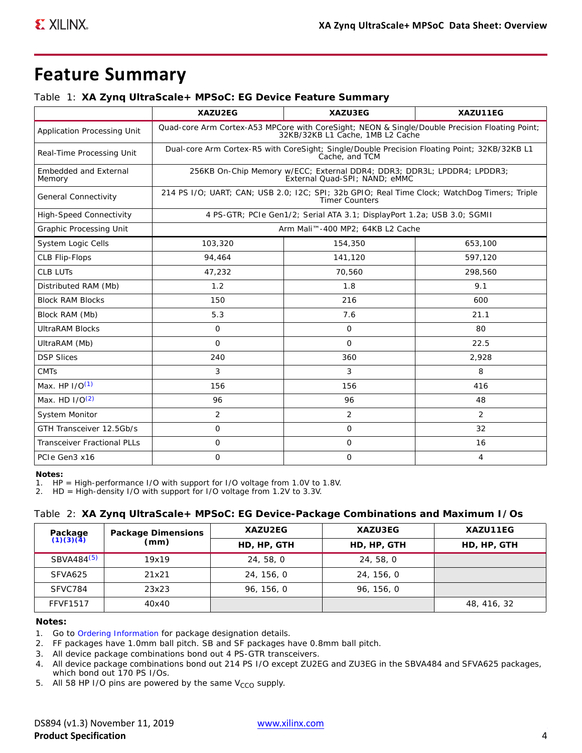# Feature Summary

Table 1: **XA Zynq UltraScale+ MPSoC: EG Device Feature Summary**

| | XAZU2EG | XAZU3EG | XAZU11EG |
|---|---|---|---|
| Application Processing Unit | Quad-core Arm Cortex-A53 MPCore with CoreSight; NEON & Single/Double Precision Floating Point; 32KB/32KB L1 Cache, 1MB L2 Cache | | |
| Real-Time Processing Unit | Dual-core Arm Cortex-R5 with CoreSight; Single/Double Precision Floating Point; 32KB/32KB L1 Cache, and TCM | | |
| Embedded and External Memory | 256KB On-Chip Memory w/ECC; External DDR4; DDR3; DDR3L; LPDDR4; LPDDR3; External Quad-SPI; NAND; eMMC | | |
| General Connectivity | 214 PS I/O; UART; CAN; USB 2.0; I2C; SPI; 32b GPIO; Real Time Clock; WatchDog Timers; Triple Timer Counters | | |
| High-Speed Connectivity | 4 PS-GTR; PCIe Gen1/2; Serial ATA 3.1; DisplayPort 1.2a; USB 3.0; SGMII | | |
| Graphic Processing Unit | Arm Mali™-400 MP2; 64KB L2 Cache | | |
| System Logic Cells | 103,320 | 154,350 | 653,100 |
| CLB Flip-Flops | 94,464 | 141,120 | 597,120 |
| CLB LUTs | 47,232 | 70,560 | 298,560 |
| Distributed RAM (Mb) | 1.2 | 1.8 | 9.1 |
| Block RAM Blocks | 150 | 216 | 600 |
| Block RAM (Mb) | 5.3 | 7.6 | 21.1 |
| UltraRAM Blocks | 0 | 0 | 80 |
| UltraRAM (Mb) | 0 | 0 | 22.5 |
| DSP Slices | 240 | 360 | 2,928 |
| CMTs | 3 | 3 | 8 |
| Max. HP I/O(1) | 156 | 156 | 416 |
| Max. HD I/O(2) | 96 | 96 | 48 |
| System Monitor | 2 | 2 | 2 |
| GTH Transceiver 12.5Gb/s | 0 | 0 | 32 |
| Transceiver Fractional PLLs | 0 | 0 | 16 |
| PCIe Gen3 x16 | 0 | 0 | 4 |

**Notes:**

1. HP = High-performance I/O with support for I/O voltage from 1.0V to 1.8V.
2. HD = High-density I/O with support for I/O voltage from 1.2V to 3.3V.

Table 2: **XA Zynq UltraScale+ MPSoC: EG Device-Package Combinations and Maximum I/Os**

| Package (1)(3)(4) | Package Dimensions (mm) | XAZU2EG | XAZU3EG | XAZU11EG |
|---|---|---|---|---|
| | | HD, HP, GTH | HD, HP, GTH | HD, HP, GTH |
| SBVA484(5) | 19x19 | 24, 58, 0 | 24, 58, 0 | |
| SFVA625 | 21x21 | 24, 156, 0 | 24, 156, 0 | |
| SFVC784 | 23x23 | 96, 156, 0 | 96, 156, 0 | |
| FFVF1517 | 40x40 | | | 48, 416, 32 |

**Notes:**

1. Go to Ordering Information for package designation details.
2. FF packages have 1.0mm ball pitch. SB and SF packages have 0.8mm ball pitch.
3. All device package combinations bond out 4 PS-GTR transceivers.
4. All device package combinations bond out 214 PS I/O except ZU2EG and ZU3EG in the SBVA484 and SFVA625 packages, which bond out 170 PS I/Os.
5. All 58 HP I/O pins are powered by the same $V_{CCO}$ supply.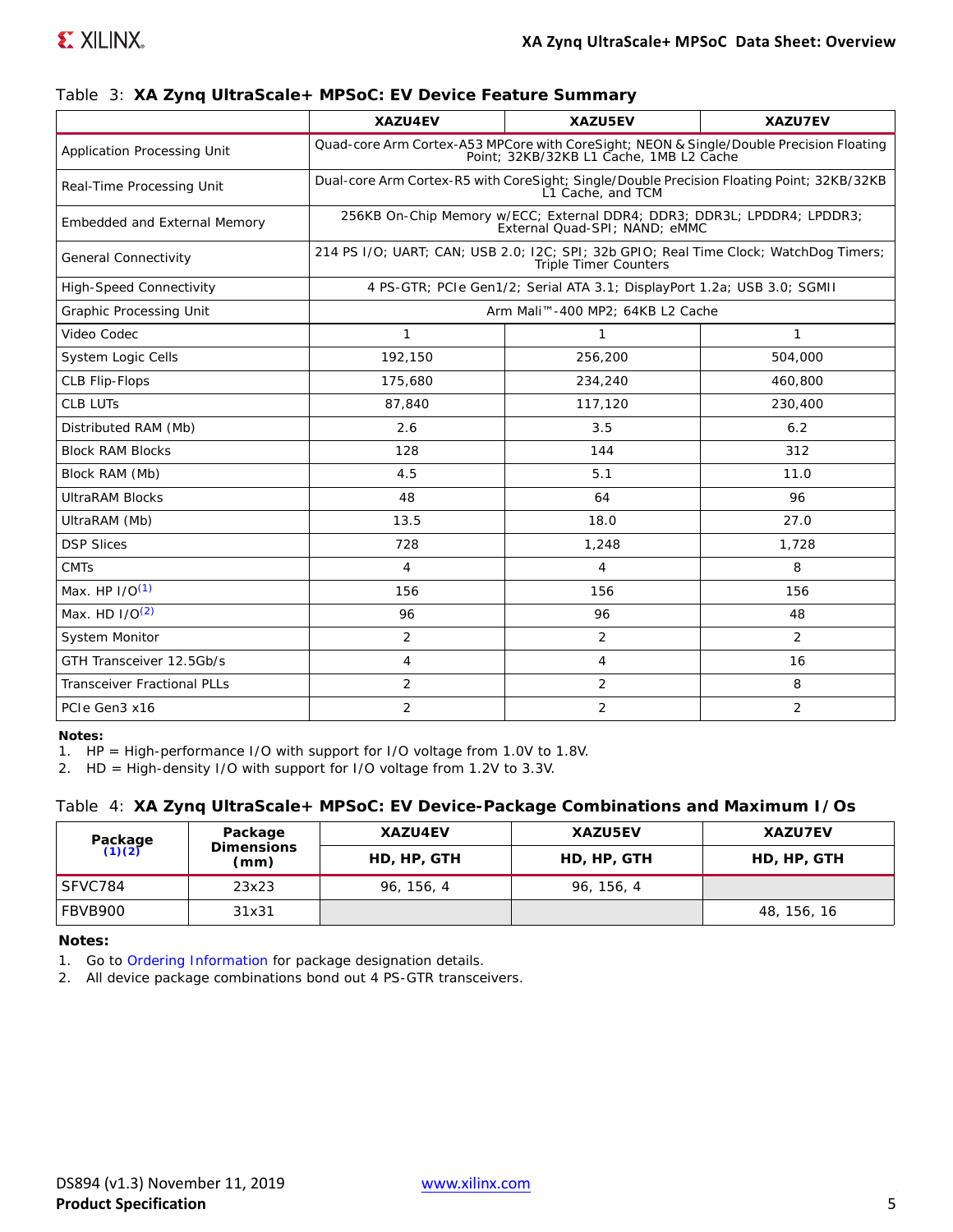Table 3: **XA Zynq UltraScale+ MPSoC: EV Device Feature Summary**

| | XAZU4EV | XAZU5EV | XAZU7EV |
|---|---|---|---|
| Application Processing Unit | Quad-core Arm Cortex-A53 MPCore with CoreSight; NEON & Single/Double Precision Floating Point; 32KB/32KB L1 Cache, 1MB L2 Cache | | |
| Real-Time Processing Unit | Dual-core Arm Cortex-R5 with CoreSight; Single/Double Precision Floating Point; 32KB/32KB L1 Cache, and TCM | | |
| Embedded and External Memory | 256KB On-Chip Memory w/ECC; External DDR4; DDR3; DDR3L; LPDDR4; LPDDR3; External Quad-SPI; NAND; eMMC | | |
| General Connectivity | 214 PS I/O; UART; CAN; USB 2.0; I2C; SPI; 32b GPIO; Real Time Clock; WatchDog Timers; Triple Timer Counters | | |
| High-Speed Connectivity | 4 PS-GTR; PCIe Gen1/2; Serial ATA 3.1; DisplayPort 1.2a; USB 3.0; SGMII | | |
| Graphic Processing Unit | Arm Mali™-400 MP2; 64KB L2 Cache | | |
| Video Codec | 1 | 1 | 1 |
| System Logic Cells | 192,150 | 256,200 | 504,000 |
| CLB Flip-Flops | 175,680 | 234,240 | 460,800 |
| CLB LUTs | 87,840 | 117,120 | 230,400 |
| Distributed RAM (Mb) | 2.6 | 3.5 | 6.2 |
| Block RAM Blocks | 128 | 144 | 312 |
| Block RAM (Mb) | 4.5 | 5.1 | 11.0 |
| UltraRAM Blocks | 48 | 64 | 96 |
| UltraRAM (Mb) | 13.5 | 18.0 | 27.0 |
| DSP Slices | 728 | 1,248 | 1,728 |
| CMTs | 4 | 4 | 8 |
| Max. HP I/O(1) | 156 | 156 | 156 |
| Max. HD I/O(2) | 96 | 96 | 48 |
| System Monitor | 2 | 2 | 2 |
| GTH Transceiver 12.5Gb/s | 4 | 4 | 16 |
| Transceiver Fractional PLLs | 2 | 2 | 8 |
| PCIe Gen3 x16 | 2 | 2 | 2 |

**Notes:**

1. HP = High-performance I/O with support for I/O voltage from 1.0V to 1.8V.
2. HD = High-density I/O with support for I/O voltage from 1.2V to 3.3V.

Table 4: **XA Zynq UltraScale+ MPSoC: EV Device-Package Combinations and Maximum I/Os**

| Package (1)(2) | Package Dimensions (mm) | XAZU4EV | XAZU5EV | XAZU7EV |
|---|---|---|---|---|
| | | HD, HP, GTH | HD, HP, GTH | HD, HP, GTH |
| SFVC784 | 23x23 | 96, 156, 4 | 96, 156, 4 | |
| FBVB900 | 31x31 | | | 48, 156, 16 |

**Notes:**

1. Go to Ordering Information for package designation details.
2. All device package combinations bond out 4 PS-GTR transceivers.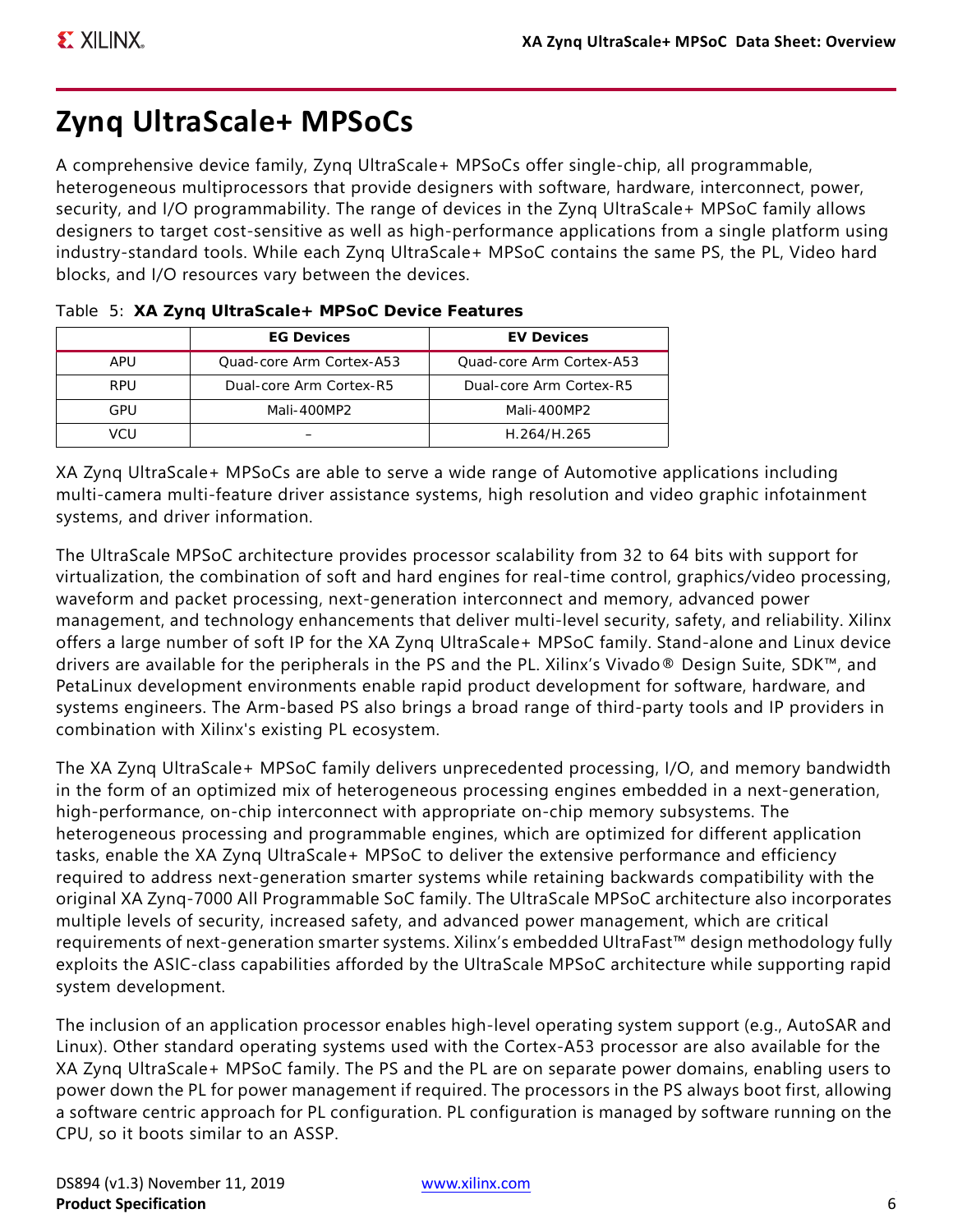# Zynq UltraScale+ MPSoCs

A comprehensive device family, Zynq UltraScale+ MPSoCs offer single-chip, all programmable, heterogeneous multiprocessors that provide designers with software, hardware, interconnect, power, security, and I/O programmability. The range of devices in the Zynq UltraScale+ MPSoC family allows designers to target cost-sensitive as well as high-performance applications from a single platform using industry-standard tools. While each Zynq UltraScale+ MPSoC contains the same PS, the PL, Video hard blocks, and I/O resources vary between the devices.

Table 5: **XA Zynq UltraScale+ MPSoC Device Features**

| | EG Devices | EV Devices |
|---|---|---|
| APU | Quad-core Arm Cortex-A53 | Quad-core Arm Cortex-A53 |
| RPU | Dual-core Arm Cortex-R5 | Dual-core Arm Cortex-R5 |
| GPU | Mali-400MP2 | Mali-400MP2 |
| VCU | – | H.264/H.265 |

XA Zynq UltraScale+ MPSoCs are able to serve a wide range of Automotive applications including multi-camera multi-feature driver assistance systems, high resolution and video graphic infotainment systems, and driver information.

The UltraScale MPSoC architecture provides processor scalability from 32 to 64 bits with support for virtualization, the combination of soft and hard engines for real-time control, graphics/video processing, waveform and packet processing, next-generation interconnect and memory, advanced power management, and technology enhancements that deliver multi-level security, safety, and reliability. Xilinx offers a large number of soft IP for the XA Zynq UltraScale+ MPSoC family. Stand-alone and Linux device drivers are available for the peripherals in the PS and the PL. Xilinx's Vivado® Design Suite, SDK™, and PetaLinux development environments enable rapid product development for software, hardware, and systems engineers. The Arm-based PS also brings a broad range of third-party tools and IP providers in combination with Xilinx's existing PL ecosystem.

The XA Zynq UltraScale+ MPSoC family delivers unprecedented processing, I/O, and memory bandwidth in the form of an optimized mix of heterogeneous processing engines embedded in a next-generation, high-performance, on-chip interconnect with appropriate on-chip memory subsystems. The heterogeneous processing and programmable engines, which are optimized for different application tasks, enable the XA Zynq UltraScale+ MPSoC to deliver the extensive performance and efficiency required to address next-generation smarter systems while retaining backwards compatibility with the original XA Zynq-7000 All Programmable SoC family. The UltraScale MPSoC architecture also incorporates multiple levels of security, increased safety, and advanced power management, which are critical requirements of next-generation smarter systems. Xilinx's embedded UltraFast™ design methodology fully exploits the ASIC-class capabilities afforded by the UltraScale MPSoC architecture while supporting rapid system development.

The inclusion of an application processor enables high-level operating system support (e.g., AutoSAR and Linux). Other standard operating systems used with the Cortex-A53 processor are also available for the XA Zynq UltraScale+ MPSoC family. The PS and the PL are on separate power domains, enabling users to power down the PL for power management if required. The processors in the PS always boot first, allowing a software centric approach for PL configuration. PL configuration is managed by software running on the CPU, so it boots similar to an ASSP.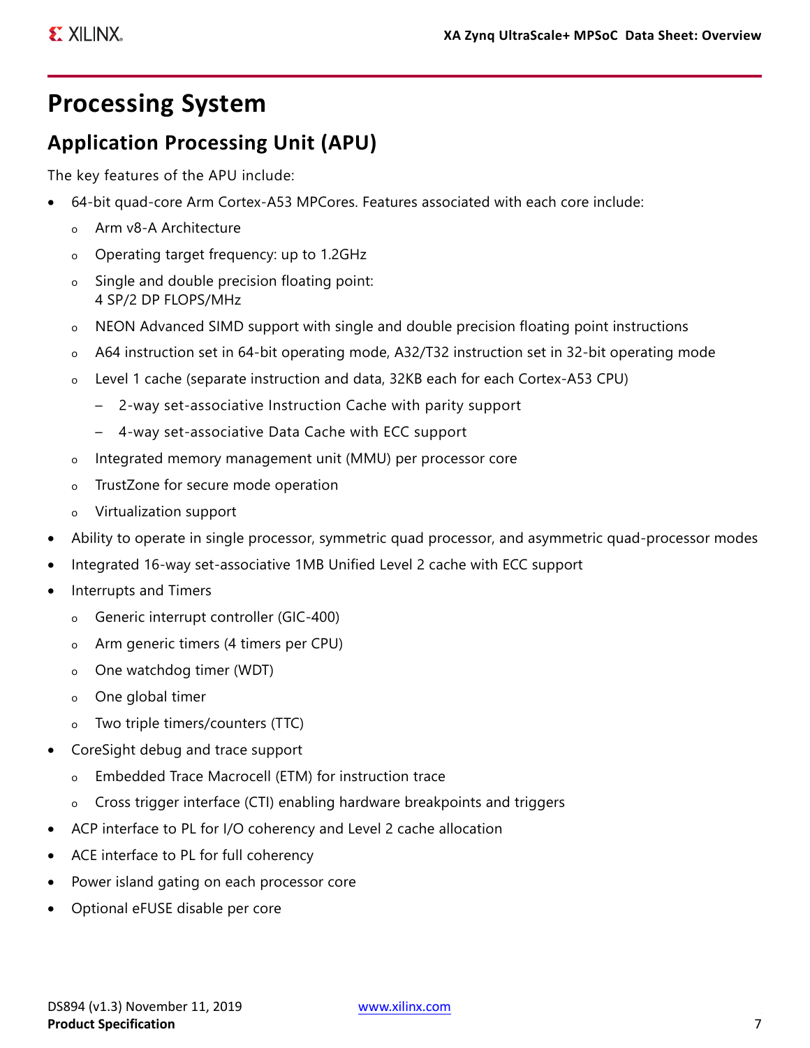# Processing System

## Application Processing Unit (APU)

The key features of the APU include:

- 64-bit quad-core Arm Cortex-A53 MPCores. Features associated with each core include:
  - Arm v8-A Architecture
  - Operating target frequency: up to 1.2GHz
  - Single and double precision floating point:
    4 SP/2 DP FLOPS/MHz
  - NEON Advanced SIMD support with single and double precision floating point instructions
  - A64 instruction set in 64-bit operating mode, A32/T32 instruction set in 32-bit operating mode
  - Level 1 cache (separate instruction and data, 32KB each for each Cortex-A53 CPU)
    - 2-way set-associative Instruction Cache with parity support
    - 4-way set-associative Data Cache with ECC support
  - Integrated memory management unit (MMU) per processor core
  - TrustZone for secure mode operation
  - Virtualization support
- Ability to operate in single processor, symmetric quad processor, and asymmetric quad-processor modes
- Integrated 16-way set-associative 1MB Unified Level 2 cache with ECC support
- Interrupts and Timers
  - Generic interrupt controller (GIC-400)
  - Arm generic timers (4 timers per CPU)
  - One watchdog timer (WDT)
  - One global timer
  - Two triple timers/counters (TTC)
- CoreSight debug and trace support
  - Embedded Trace Macrocell (ETM) for instruction trace
  - Cross trigger interface (CTI) enabling hardware breakpoints and triggers
- ACP interface to PL for I/O coherency and Level 2 cache allocation
- ACE interface to PL for full coherency
- Power island gating on each processor core
- Optional eFUSE disable per core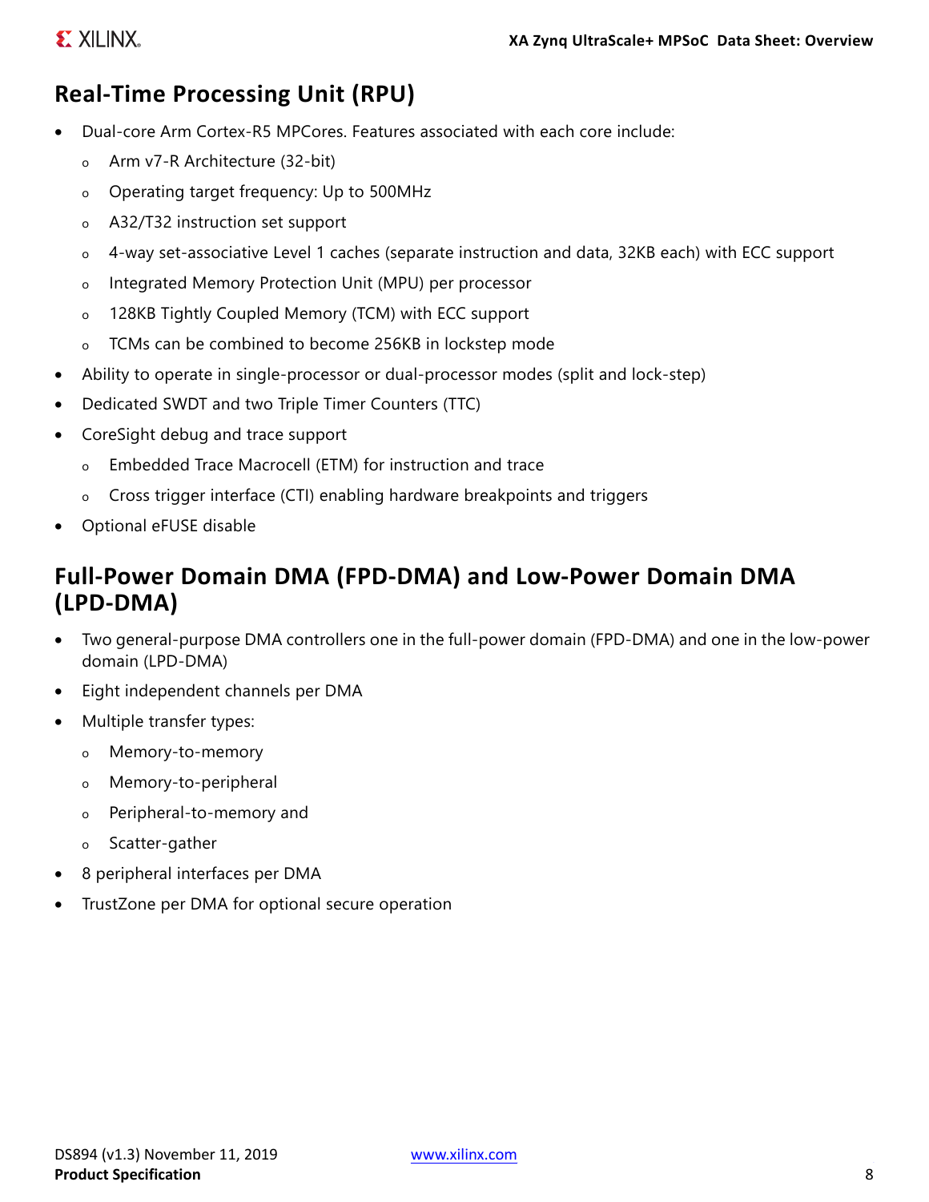## Real-Time Processing Unit (RPU)

- Dual-core Arm Cortex-R5 MPCores. Features associated with each core include:
  - Arm v7-R Architecture (32-bit)
  - Operating target frequency: Up to 500MHz
  - A32/T32 instruction set support
  - 4-way set-associative Level 1 caches (separate instruction and data, 32KB each) with ECC support
  - Integrated Memory Protection Unit (MPU) per processor
  - 128KB Tightly Coupled Memory (TCM) with ECC support
  - TCMs can be combined to become 256KB in lockstep mode
- Ability to operate in single-processor or dual-processor modes (split and lock-step)
- Dedicated SWDT and two Triple Timer Counters (TTC)
- CoreSight debug and trace support
  - Embedded Trace Macrocell (ETM) for instruction and trace
  - Cross trigger interface (CTI) enabling hardware breakpoints and triggers
- Optional eFUSE disable

## Full-Power Domain DMA (FPD-DMA) and Low-Power Domain DMA (LPD-DMA)

- Two general-purpose DMA controllers one in the full-power domain (FPD-DMA) and one in the low-power domain (LPD-DMA)
- Eight independent channels per DMA
- Multiple transfer types:
  - Memory-to-memory
  - Memory-to-peripheral
  - Peripheral-to-memory and
  - Scatter-gather
- 8 peripheral interfaces per DMA
- TrustZone per DMA for optional secure operation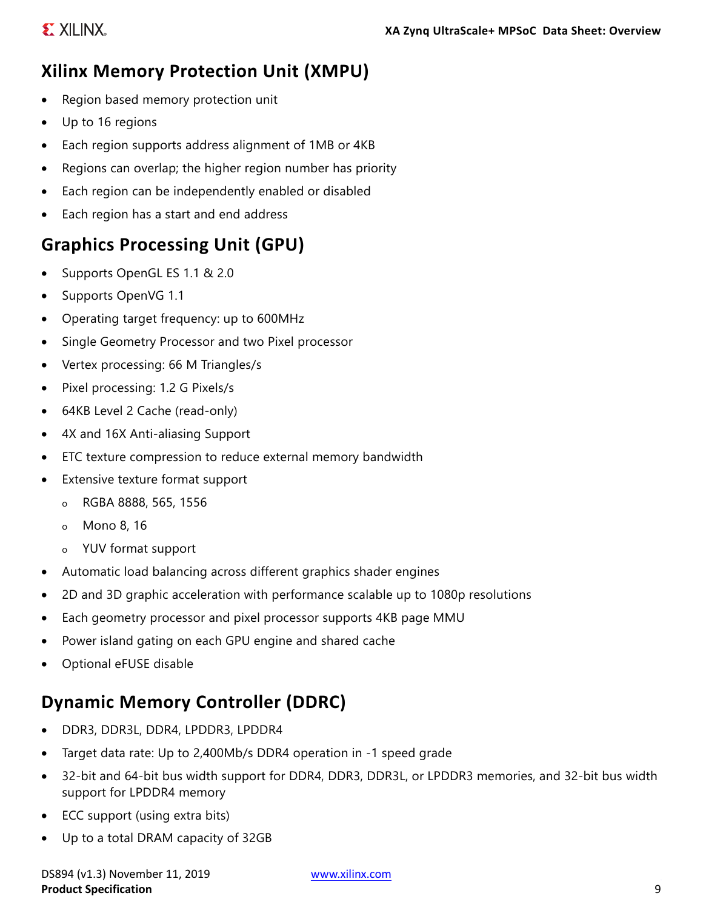## Xilinx Memory Protection Unit (XMPU)

- Region based memory protection unit
- Up to 16 regions
- Each region supports address alignment of 1MB or 4KB
- Regions can overlap; the higher region number has priority
- Each region can be independently enabled or disabled
- Each region has a start and end address

## Graphics Processing Unit (GPU)

- Supports OpenGL ES 1.1 & 2.0
- Supports OpenVG 1.1
- Operating target frequency: up to 600MHz
- Single Geometry Processor and two Pixel processor
- Vertex processing: 66 M Triangles/s
- Pixel processing: 1.2 G Pixels/s
- 64KB Level 2 Cache (read-only)
- 4X and 16X Anti-aliasing Support
- ETC texture compression to reduce external memory bandwidth
- Extensive texture format support
  - RGBA 8888, 565, 1556
  - Mono 8, 16
  - YUV format support
- Automatic load balancing across different graphics shader engines
- 2D and 3D graphic acceleration with performance scalable up to 1080p resolutions
- Each geometry processor and pixel processor supports 4KB page MMU
- Power island gating on each GPU engine and shared cache
- Optional eFUSE disable

## Dynamic Memory Controller (DDRC)

- DDR3, DDR3L, DDR4, LPDDR3, LPDDR4
- Target data rate: Up to 2,400Mb/s DDR4 operation in -1 speed grade
- 32-bit and 64-bit bus width support for DDR4, DDR3, DDR3L, or LPDDR3 memories, and 32-bit bus width support for LPDDR4 memory
- ECC support (using extra bits)
- Up to a total DRAM capacity of 32GB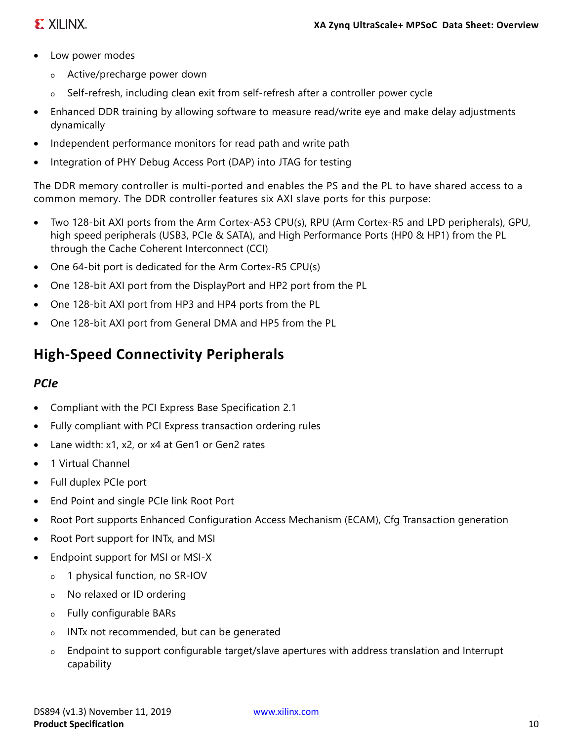- Low power modes
    - Active/precharge power down
    - Self-refresh, including clean exit from self-refresh after a controller power cycle
- Enhanced DDR training by allowing software to measure read/write eye and make delay adjustments dynamically
- Independent performance monitors for read path and write path
- Integration of PHY Debug Access Port (DAP) into JTAG for testing

The DDR memory controller is multi-ported and enables the PS and the PL to have shared access to a common memory. The DDR controller features six AXI slave ports for this purpose:

- Two 128-bit AXI ports from the Arm Cortex-A53 CPU(s), RPU (Arm Cortex-R5 and LPD peripherals), GPU, high speed peripherals (USB3, PCIe & SATA), and High Performance Ports (HP0 & HP1) from the PL through the Cache Coherent Interconnect (CCI)
- One 64-bit port is dedicated for the Arm Cortex-R5 CPU(s)
- One 128-bit AXI port from the DisplayPort and HP2 port from the PL
- One 128-bit AXI port from HP3 and HP4 ports from the PL
- One 128-bit AXI port from General DMA and HP5 from the PL

## High-Speed Connectivity Peripherals

### *PCIe*

- Compliant with the PCI Express Base Specification 2.1
- Fully compliant with PCI Express transaction ordering rules
- Lane width: x1, x2, or x4 at Gen1 or Gen2 rates
- 1 Virtual Channel
- Full duplex PCIe port
- End Point and single PCIe link Root Port
- Root Port supports Enhanced Configuration Access Mechanism (ECAM), Cfg Transaction generation
- Root Port support for INTx, and MSI
- Endpoint support for MSI or MSI-X
    - 1 physical function, no SR-IOV
    - No relaxed or ID ordering
    - Fully configurable BARs
    - INTx not recommended, but can be generated
    - Endpoint to support configurable target/slave apertures with address translation and Interrupt capability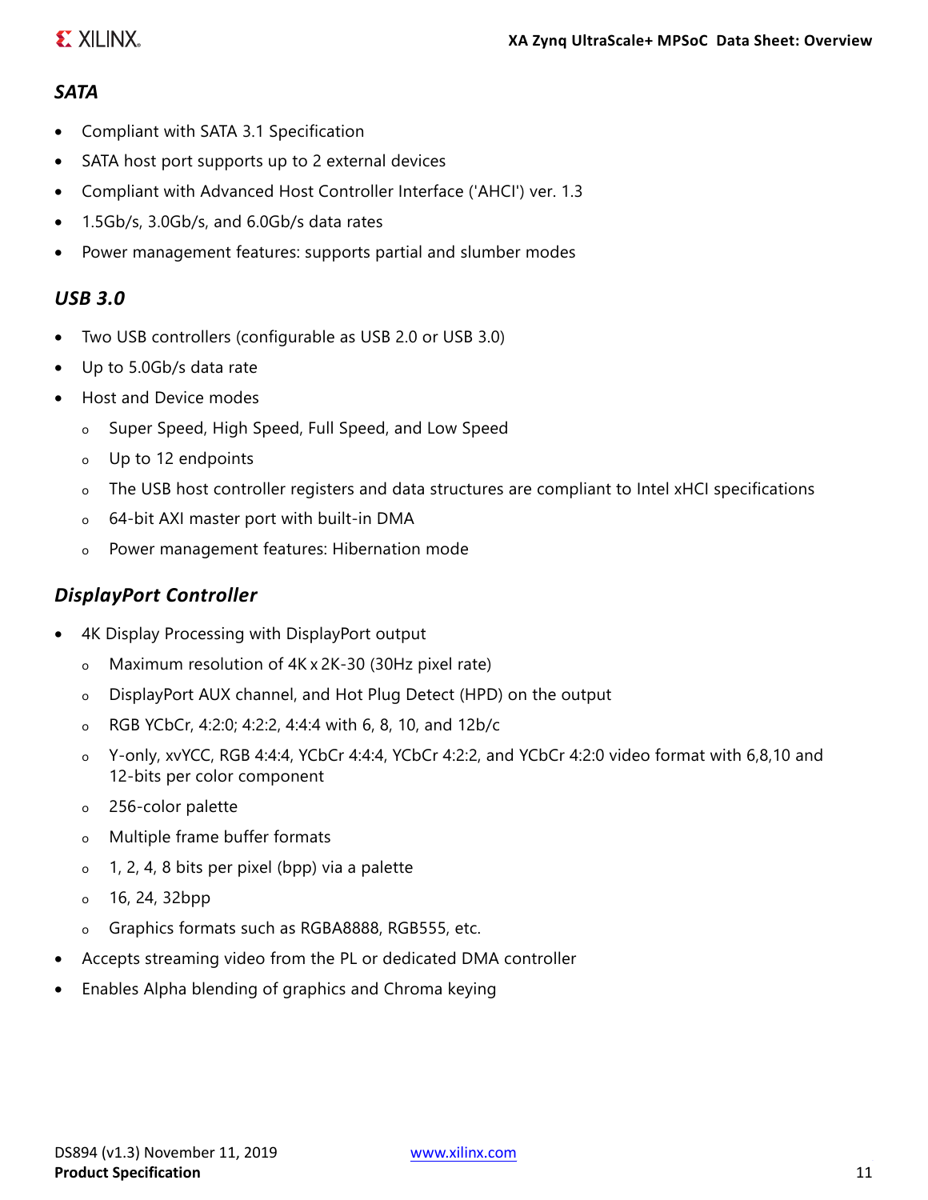### *SATA*

- Compliant with SATA 3.1 Specification
- SATA host port supports up to 2 external devices
- Compliant with Advanced Host Controller Interface ('AHCI') ver. 1.3
- 1.5Gb/s, 3.0Gb/s, and 6.0Gb/s data rates
- Power management features: supports partial and slumber modes

### *USB 3.0*

- Two USB controllers (configurable as USB 2.0 or USB 3.0)
- Up to 5.0Gb/s data rate
- Host and Device modes
  - Super Speed, High Speed, Full Speed, and Low Speed
  - Up to 12 endpoints
  - The USB host controller registers and data structures are compliant to Intel xHCI specifications
  - 64-bit AXI master port with built-in DMA
  - Power management features: Hibernation mode

### *DisplayPort Controller*

- 4K Display Processing with DisplayPort output
  - Maximum resolution of 4K x 2K-30 (30Hz pixel rate)
  - DisplayPort AUX channel, and Hot Plug Detect (HPD) on the output
  - RGB YCbCr, 4:2:0; 4:2:2, 4:4:4 with 6, 8, 10, and 12b/c
  - Y-only, xvYCC, RGB 4:4:4, YCbCr 4:4:4, YCbCr 4:2:2, and YCbCr 4:2:0 video format with 6,8,10 and 12-bits per color component
  - 256-color palette
  - Multiple frame buffer formats
  - 1, 2, 4, 8 bits per pixel (bpp) via a palette
  - 16, 24, 32bpp
  - Graphics formats such as RGBA8888, RGB555, etc.
- Accepts streaming video from the PL or dedicated DMA controller
- Enables Alpha blending of graphics and Chroma keying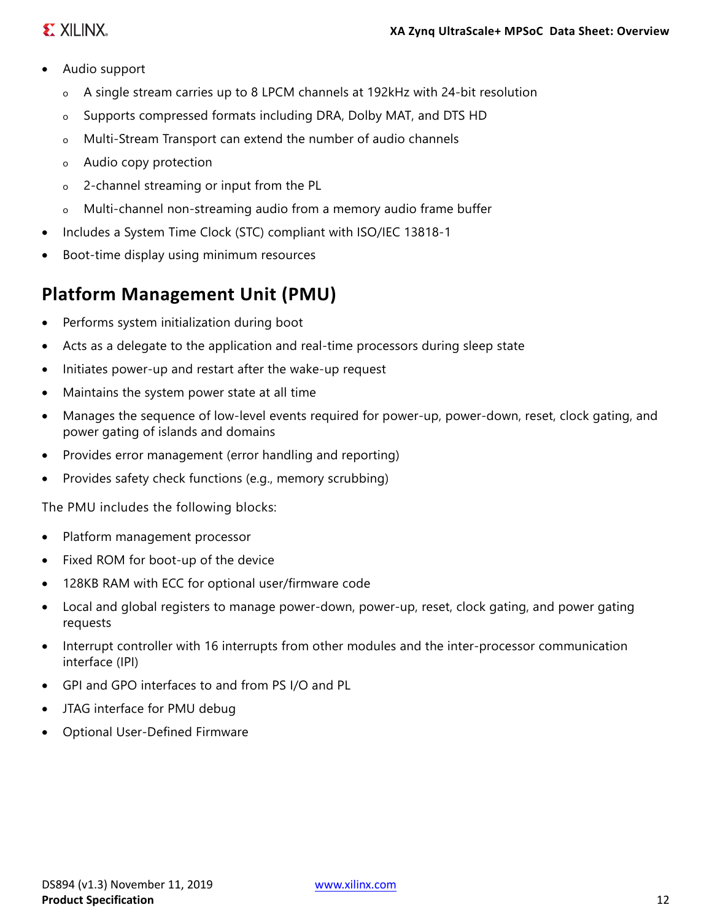- Audio support
  - A single stream carries up to 8 LPCM channels at 192kHz with 24-bit resolution
  - Supports compressed formats including DRA, Dolby MAT, and DTS HD
  - Multi-Stream Transport can extend the number of audio channels
  - Audio copy protection
  - 2-channel streaming or input from the PL
  - Multi-channel non-streaming audio from a memory audio frame buffer
- Includes a System Time Clock (STC) compliant with ISO/IEC 13818-1
- Boot-time display using minimum resources

## Platform Management Unit (PMU)

- Performs system initialization during boot
- Acts as a delegate to the application and real-time processors during sleep state
- Initiates power-up and restart after the wake-up request
- Maintains the system power state at all time
- Manages the sequence of low-level events required for power-up, power-down, reset, clock gating, and power gating of islands and domains
- Provides error management (error handling and reporting)
- Provides safety check functions (e.g., memory scrubbing)

The PMU includes the following blocks:

- Platform management processor
- Fixed ROM for boot-up of the device
- 128KB RAM with ECC for optional user/firmware code
- Local and global registers to manage power-down, power-up, reset, clock gating, and power gating requests
- Interrupt controller with 16 interrupts from other modules and the inter-processor communication interface (IPI)
- GPI and GPO interfaces to and from PS I/O and PL
- JTAG interface for PMU debug
- Optional User-Defined Firmware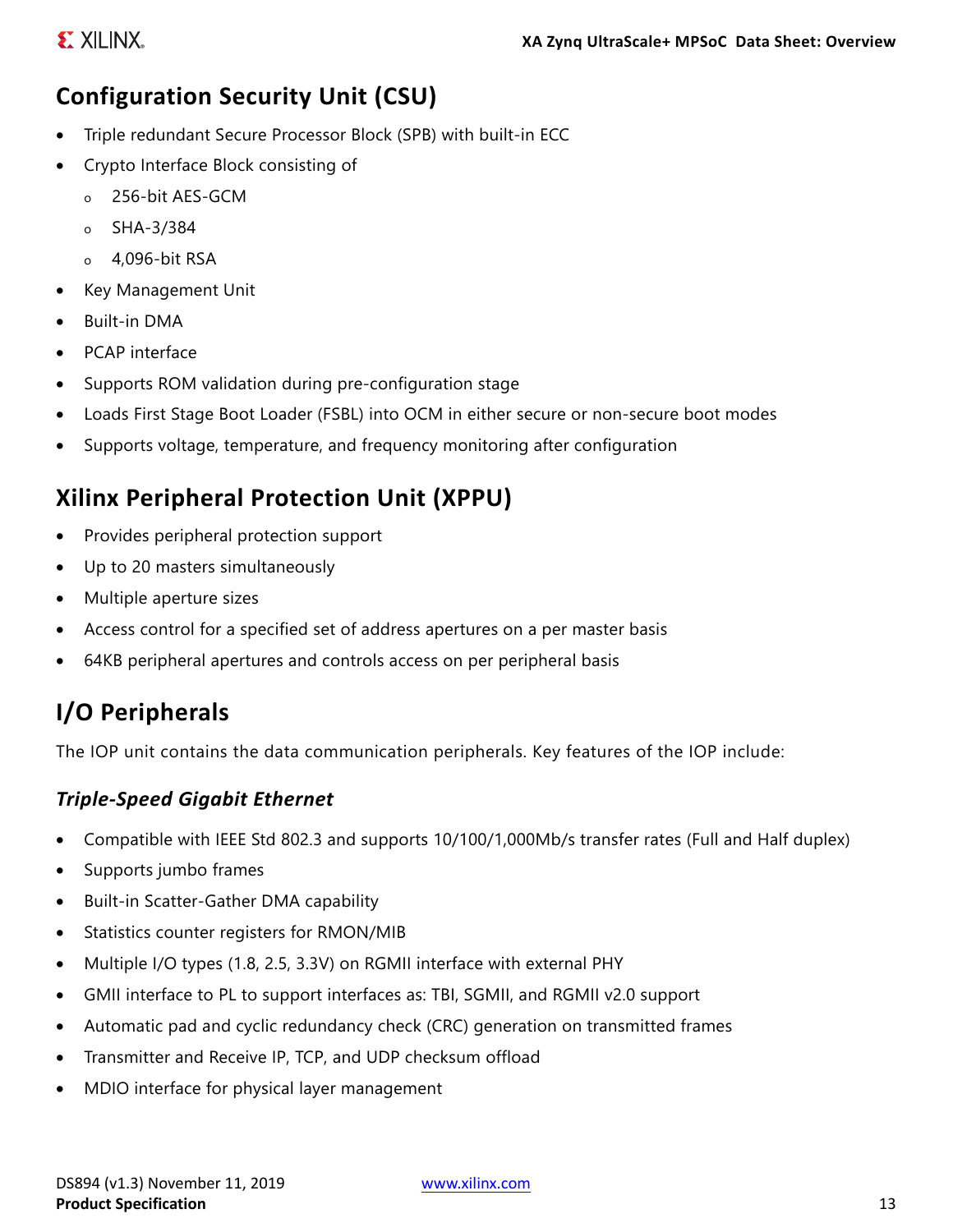## Configuration Security Unit (CSU)

- Triple redundant Secure Processor Block (SPB) with built-in ECC
- Crypto Interface Block consisting of
  - 256-bit AES-GCM
  - SHA-3/384
  - 4,096-bit RSA
- Key Management Unit
- Built-in DMA
- PCAP interface
- Supports ROM validation during pre-configuration stage
- Loads First Stage Boot Loader (FSBL) into OCM in either secure or non-secure boot modes
- Supports voltage, temperature, and frequency monitoring after configuration

## Xilinx Peripheral Protection Unit (XPPU)

- Provides peripheral protection support
- Up to 20 masters simultaneously
- Multiple aperture sizes
- Access control for a specified set of address apertures on a per master basis
- 64KB peripheral apertures and controls access on per peripheral basis

## I/O Peripherals

The IOP unit contains the data communication peripherals. Key features of the IOP include:

### *Triple-Speed Gigabit Ethernet*

- Compatible with IEEE Std 802.3 and supports 10/100/1,000Mb/s transfer rates (Full and Half duplex)
- Supports jumbo frames
- Built-in Scatter-Gather DMA capability
- Statistics counter registers for RMON/MIB
- Multiple I/O types (1.8, 2.5, 3.3V) on RGMII interface with external PHY
- GMII interface to PL to support interfaces as: TBI, SGMII, and RGMII v2.0 support
- Automatic pad and cyclic redundancy check (CRC) generation on transmitted frames
- Transmitter and Receive IP, TCP, and UDP checksum offload
- MDIO interface for physical layer management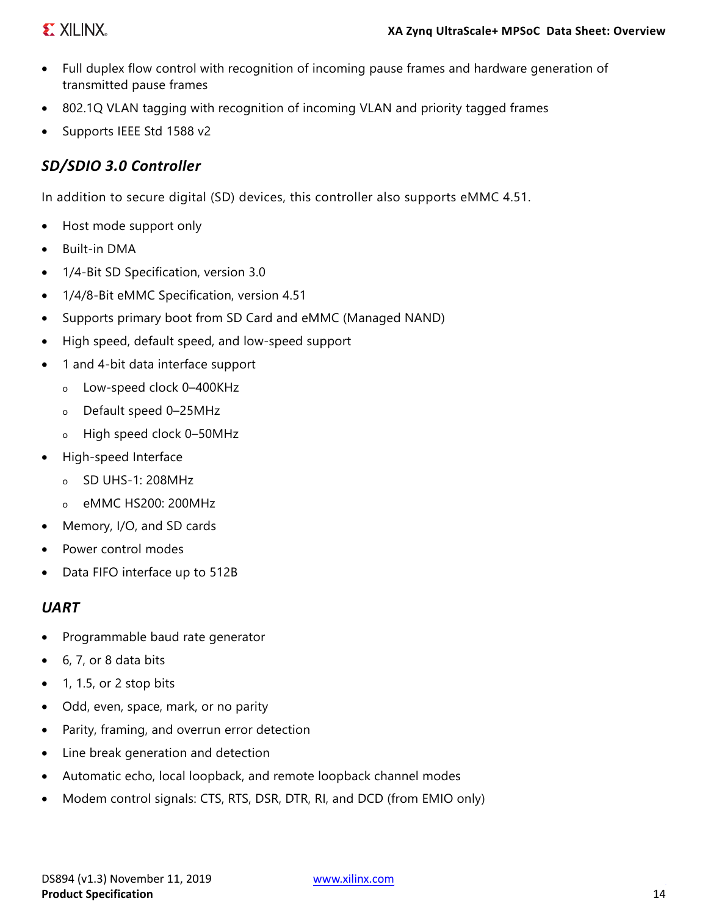- Full duplex flow control with recognition of incoming pause frames and hardware generation of transmitted pause frames
- 802.1Q VLAN tagging with recognition of incoming VLAN and priority tagged frames
- Supports IEEE Std 1588 v2

### *SD/SDIO 3.0 Controller*

In addition to secure digital (SD) devices, this controller also supports eMMC 4.51.

- Host mode support only
- Built-in DMA
- 1/4-Bit SD Specification, version 3.0
- 1/4/8-Bit eMMC Specification, version 4.51
- Supports primary boot from SD Card and eMMC (Managed NAND)
- High speed, default speed, and low-speed support
- 1 and 4-bit data interface support
  - Low-speed clock 0–400KHz
  - Default speed 0–25MHz
  - High speed clock 0–50MHz
- High-speed Interface
  - SD UHS-1: 208MHz
  - eMMC HS200: 200MHz
- Memory, I/O, and SD cards
- Power control modes
- Data FIFO interface up to 512B

### *UART*

- Programmable baud rate generator
- 6, 7, or 8 data bits
- 1, 1.5, or 2 stop bits
- Odd, even, space, mark, or no parity
- Parity, framing, and overrun error detection
- Line break generation and detection
- Automatic echo, local loopback, and remote loopback channel modes
- Modem control signals: CTS, RTS, DSR, DTR, RI, and DCD (from EMIO only)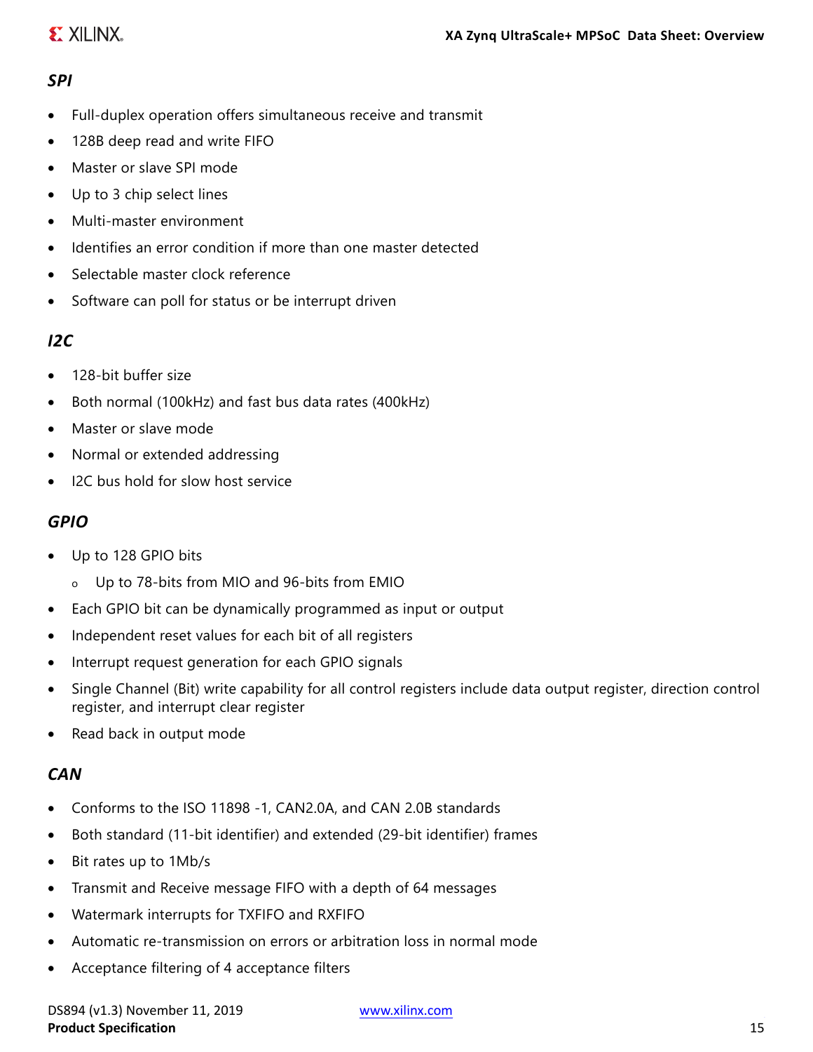### *SPI*

- Full-duplex operation offers simultaneous receive and transmit
- 128B deep read and write FIFO
- Master or slave SPI mode
- Up to 3 chip select lines
- Multi-master environment
- Identifies an error condition if more than one master detected
- Selectable master clock reference
- Software can poll for status or be interrupt driven

### *I2C*

- 128-bit buffer size
- Both normal (100kHz) and fast bus data rates (400kHz)
- Master or slave mode
- Normal or extended addressing
- I2C bus hold for slow host service

### *GPIO*

- Up to 128 GPIO bits
  - Up to 78-bits from MIO and 96-bits from EMIO
- Each GPIO bit can be dynamically programmed as input or output
- Independent reset values for each bit of all registers
- Interrupt request generation for each GPIO signals
- Single Channel (Bit) write capability for all control registers include data output register, direction control register, and interrupt clear register
- Read back in output mode

### *CAN*

- Conforms to the ISO 11898 -1, CAN2.0A, and CAN 2.0B standards
- Both standard (11-bit identifier) and extended (29-bit identifier) frames
- Bit rates up to 1Mb/s
- Transmit and Receive message FIFO with a depth of 64 messages
- Watermark interrupts for TXFIFO and RXFIFO
- Automatic re-transmission on errors or arbitration loss in normal mode
- Acceptance filtering of 4 acceptance filters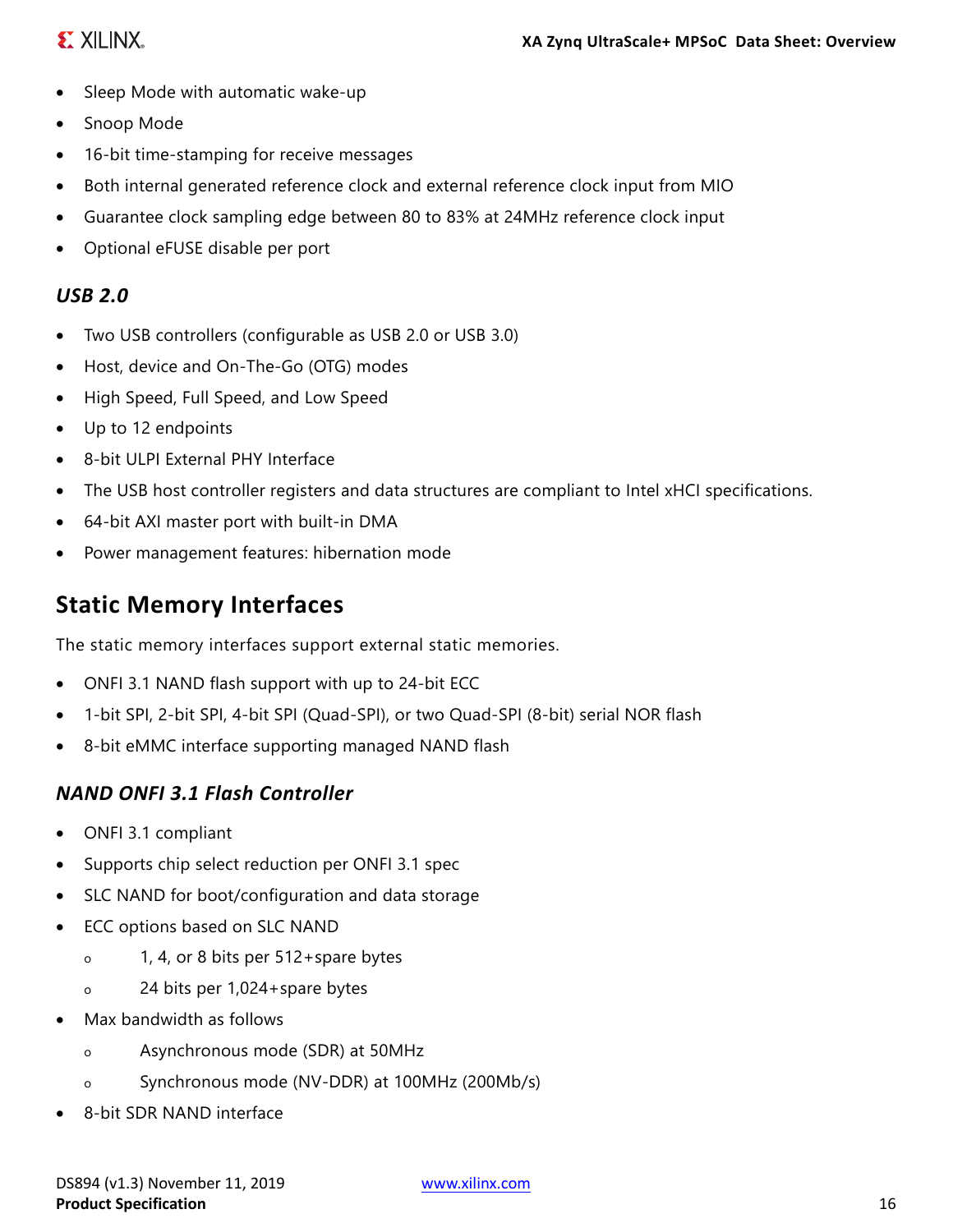- Sleep Mode with automatic wake-up
- Snoop Mode
- 16-bit time-stamping for receive messages
- Both internal generated reference clock and external reference clock input from MIO
- Guarantee clock sampling edge between 80 to 83% at 24MHz reference clock input
- Optional eFUSE disable per port

### *USB 2.0*

- Two USB controllers (configurable as USB 2.0 or USB 3.0)
- Host, device and On-The-Go (OTG) modes
- High Speed, Full Speed, and Low Speed
- Up to 12 endpoints
- 8-bit ULPI External PHY Interface
- The USB host controller registers and data structures are compliant to Intel xHCI specifications.
- 64-bit AXI master port with built-in DMA
- Power management features: hibernation mode

## Static Memory Interfaces

The static memory interfaces support external static memories.

- ONFI 3.1 NAND flash support with up to 24-bit ECC
- 1-bit SPI, 2-bit SPI, 4-bit SPI (Quad-SPI), or two Quad-SPI (8-bit) serial NOR flash
- 8-bit eMMC interface supporting managed NAND flash

### *NAND ONFI 3.1 Flash Controller*

- ONFI 3.1 compliant
- Supports chip select reduction per ONFI 3.1 spec
- SLC NAND for boot/configuration and data storage
- ECC options based on SLC NAND
    - 1, 4, or 8 bits per 512+spare bytes
    - 24 bits per 1,024+spare bytes
- Max bandwidth as follows
    - Asynchronous mode (SDR) at 50MHz
    - Synchronous mode (NV-DDR) at 100MHz (200Mb/s)
- 8-bit SDR NAND interface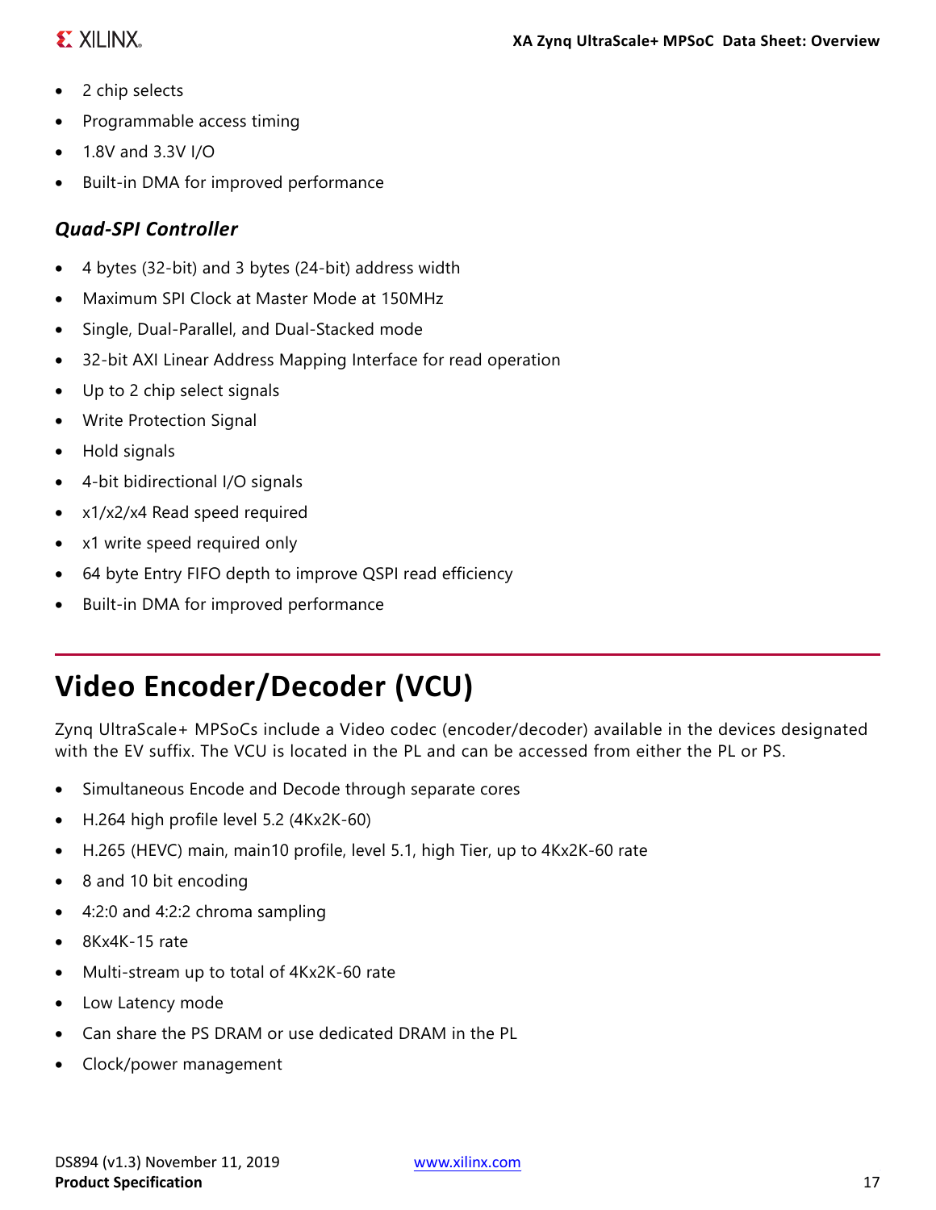- 2 chip selects
- Programmable access timing
- 1.8V and 3.3V I/O
- Built-in DMA for improved performance

### *Quad-SPI Controller*

- 4 bytes (32-bit) and 3 bytes (24-bit) address width
- Maximum SPI Clock at Master Mode at 150MHz
- Single, Dual-Parallel, and Dual-Stacked mode
- 32-bit AXI Linear Address Mapping Interface for read operation
- Up to 2 chip select signals
- Write Protection Signal
- Hold signals
- 4-bit bidirectional I/O signals
- x1/x2/x4 Read speed required
- x1 write speed required only
- 64 byte Entry FIFO depth to improve QSPI read efficiency
- Built-in DMA for improved performance

# Video Encoder/Decoder (VCU)

Zynq UltraScale+ MPSoCs include a Video codec (encoder/decoder) available in the devices designated with the EV suffix. The VCU is located in the PL and can be accessed from either the PL or PS.

- Simultaneous Encode and Decode through separate cores
- H.264 high profile level 5.2 (4Kx2K-60)
- H.265 (HEVC) main, main10 profile, level 5.1, high Tier, up to 4Kx2K-60 rate
- 8 and 10 bit encoding
- 4:2:0 and 4:2:2 chroma sampling
- 8Kx4K-15 rate
- Multi-stream up to total of 4Kx2K-60 rate
- Low Latency mode
- Can share the PS DRAM or use dedicated DRAM in the PL
- Clock/power management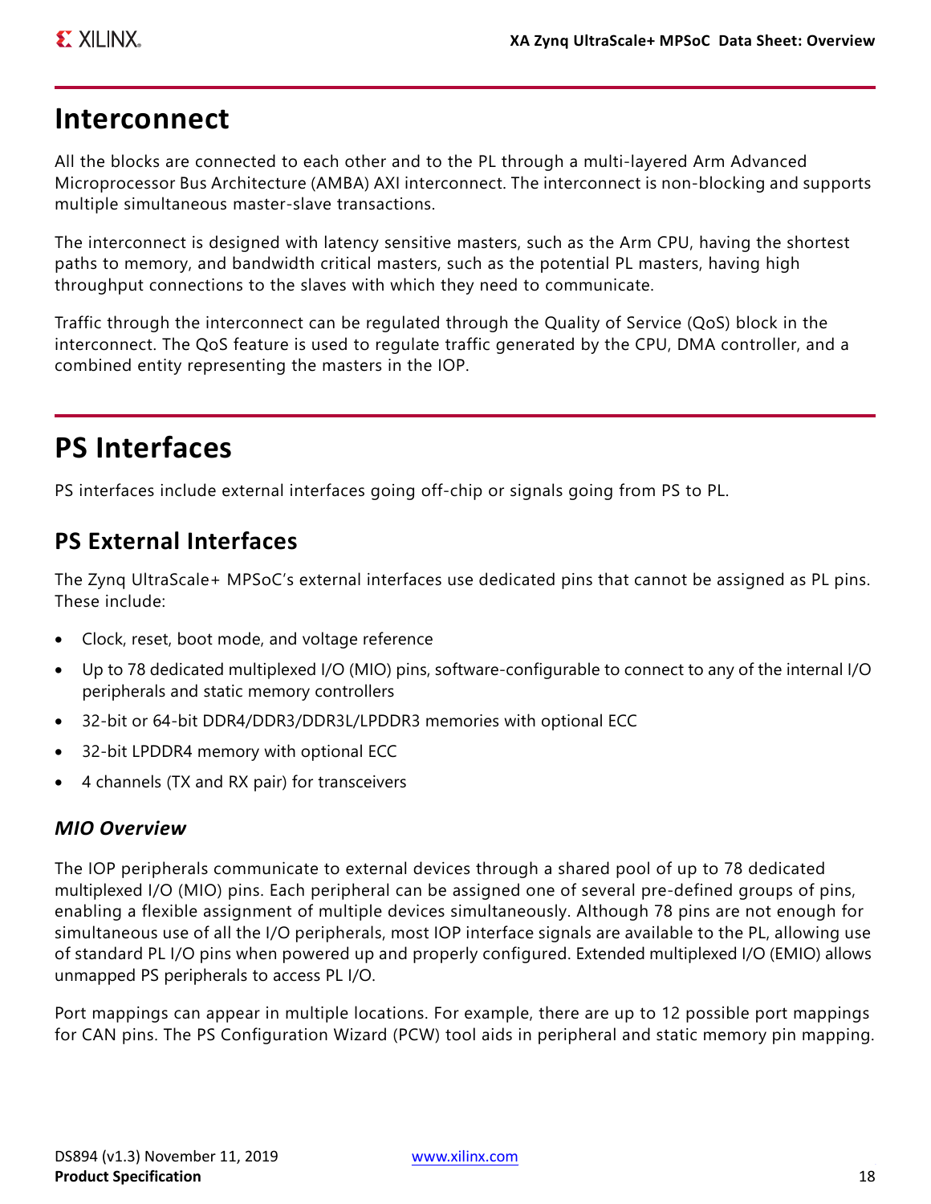## Interconnect

All the blocks are connected to each other and to the PL through a multi-layered Arm Advanced Microprocessor Bus Architecture (AMBA) AXI interconnect. The interconnect is non-blocking and supports multiple simultaneous master-slave transactions.

The interconnect is designed with latency sensitive masters, such as the Arm CPU, having the shortest paths to memory, and bandwidth critical masters, such as the potential PL masters, having high throughput connections to the slaves with which they need to communicate.

Traffic through the interconnect can be regulated through the Quality of Service (QoS) block in the interconnect. The QoS feature is used to regulate traffic generated by the CPU, DMA controller, and a combined entity representing the masters in the IOP.

## PS Interfaces

PS interfaces include external interfaces going off-chip or signals going from PS to PL.

### PS External Interfaces

The Zynq UltraScale+ MPSoC's external interfaces use dedicated pins that cannot be assigned as PL pins. These include:

- Clock, reset, boot mode, and voltage reference
- Up to 78 dedicated multiplexed I/O (MIO) pins, software-configurable to connect to any of the internal I/O peripherals and static memory controllers
- 32-bit or 64-bit DDR4/DDR3/DDR3L/LPDDR3 memories with optional ECC
- 32-bit LPDDR4 memory with optional ECC
- 4 channels (TX and RX pair) for transceivers

#### *MIO Overview*

The IOP peripherals communicate to external devices through a shared pool of up to 78 dedicated multiplexed I/O (MIO) pins. Each peripheral can be assigned one of several pre-defined groups of pins, enabling a flexible assignment of multiple devices simultaneously. Although 78 pins are not enough for simultaneous use of all the I/O peripherals, most IOP interface signals are available to the PL, allowing use of standard PL I/O pins when powered up and properly configured. Extended multiplexed I/O (EMIO) allows unmapped PS peripherals to access PL I/O.

Port mappings can appear in multiple locations. For example, there are up to 12 possible port mappings for CAN pins. The PS Configuration Wizard (PCW) tool aids in peripheral and static memory pin mapping.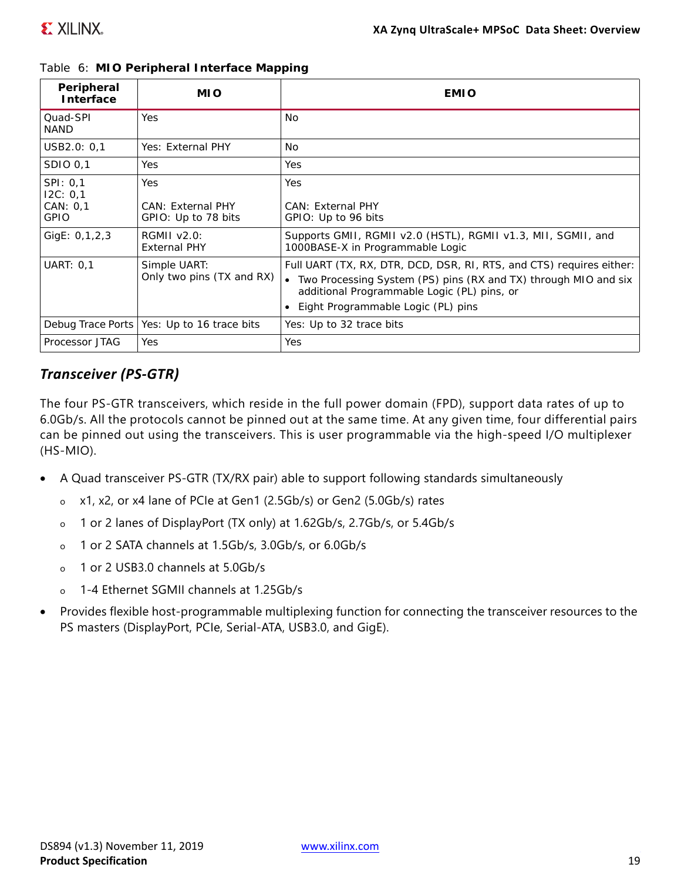Table 6: **MIO Peripheral Interface Mapping**

| Peripheral Interface | MIO | EMIO |
|---|---|---|
| Quad-SPI<br>NAND | Yes | No |
| USB2.0: 0,1 | Yes: External PHY | No |
| SDIO 0,1 | Yes | Yes |
| SPI: 0,1<br>I2C: 0,1<br>CAN: 0,1<br>GPIO | Yes<br><br>CAN: External PHY<br>GPIO: Up to 78 bits | Yes<br><br>CAN: External PHY<br>GPIO: Up to 96 bits |
| GigE: 0,1,2,3 | RGMII v2.0:<br>External PHY | Supports GMII, RGMII v2.0 (HSTL), RGMII v1.3, MII, SGMII, and 1000BASE-X in Programmable Logic |
| UART: 0,1 | Simple UART:<br>Only two pins (TX and RX) | Full UART (TX, RX, DTR, DCD, DSR, RI, RTS, and CTS) requires either:<br>• Two Processing System (PS) pins (RX and TX) through MIO and six additional Programmable Logic (PL) pins, or<br>• Eight Programmable Logic (PL) pins |
| Debug Trace Ports | Yes: Up to 16 trace bits | Yes: Up to 32 trace bits |
| Processor JTAG | Yes | Yes |

### *Transceiver (PS-GTR)*

The four PS-GTR transceivers, which reside in the full power domain (FPD), support data rates of up to 6.0Gb/s. All the protocols cannot be pinned out at the same time. At any given time, four differential pairs can be pinned out using the transceivers. This is user programmable via the high-speed I/O multiplexer (HS-MIO).

- A Quad transceiver PS-GTR (TX/RX pair) able to support following standards simultaneously
  - x1, x2, or x4 lane of PCIe at Gen1 (2.5Gb/s) or Gen2 (5.0Gb/s) rates
  - 1 or 2 lanes of DisplayPort (TX only) at 1.62Gb/s, 2.7Gb/s, or 5.4Gb/s
  - 1 or 2 SATA channels at 1.5Gb/s, 3.0Gb/s, or 6.0Gb/s
  - 1 or 2 USB3.0 channels at 5.0Gb/s
  - 1-4 Ethernet SGMII channels at 1.25Gb/s
- Provides flexible host-programmable multiplexing function for connecting the transceiver resources to the PS masters (DisplayPort, PCIe, Serial-ATA, USB3.0, and GigE).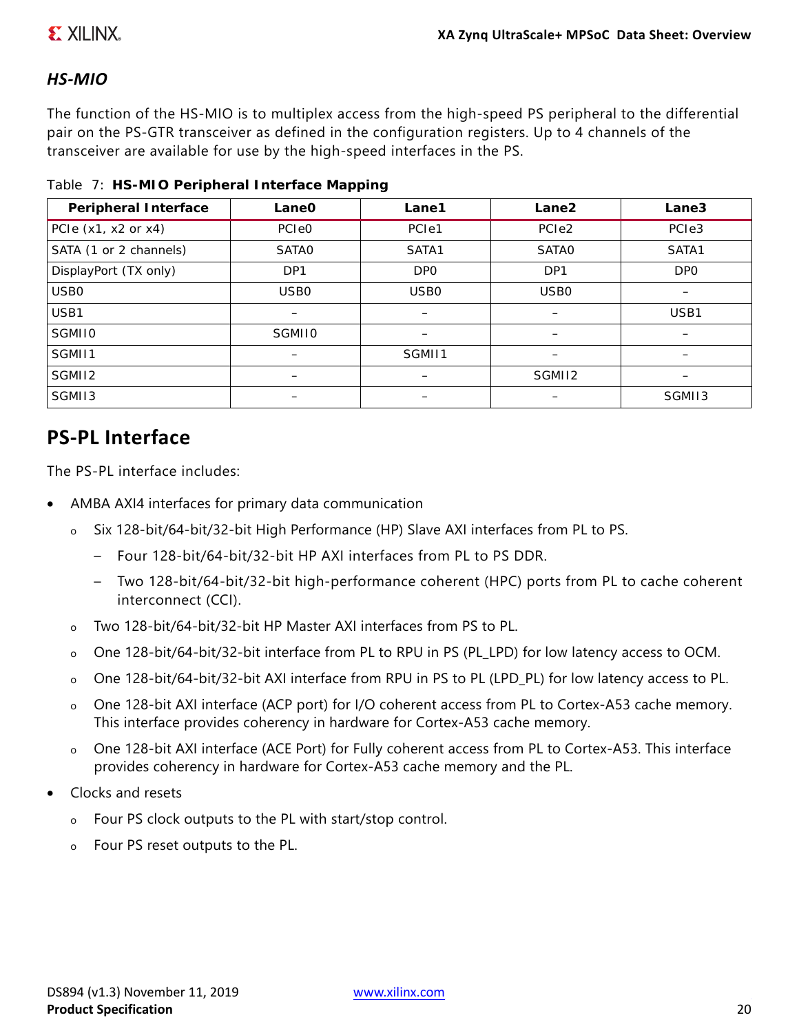### *HS-MIO*

The function of the HS-MIO is to multiplex access from the high-speed PS peripheral to the differential pair on the PS-GTR transceiver as defined in the configuration registers. Up to 4 channels of the transceiver are available for use by the high-speed interfaces in the PS.

Table 7: **HS-MIO Peripheral Interface Mapping**

| Peripheral Interface | Lane0 | Lane1 | Lane2 | Lane3 |
|---|---|---|---|---|
| PCIe (x1, x2 or x4) | PCIe0 | PCIe1 | PCIe2 | PCIe3 |
| SATA (1 or 2 channels) | SATA0 | SATA1 | SATA0 | SATA1 |
| DisplayPort (TX only) | DP1 | DP0 | DP1 | DP0 |
| USB0 | USB0 | USB0 | USB0 | – |
| USB1 | – | – | – | USB1 |
| SGMII0 | SGMII0 | – | – | – |
| SGMII1 | – | SGMII1 | – | – |
| SGMII2 | – | – | SGMII2 | – |
| SGMII3 | – | – | – | SGMII3 |

## PS-PL Interface

The PS-PL interface includes:

- AMBA AXI4 interfaces for primary data communication
  - Six 128-bit/64-bit/32-bit High Performance (HP) Slave AXI interfaces from PL to PS.
    - Four 128-bit/64-bit/32-bit HP AXI interfaces from PL to PS DDR.
    - Two 128-bit/64-bit/32-bit high-performance coherent (HPC) ports from PL to cache coherent interconnect (CCI).
  - Two 128-bit/64-bit/32-bit HP Master AXI interfaces from PS to PL.
  - One 128-bit/64-bit/32-bit interface from PL to RPU in PS (PL_LPD) for low latency access to OCM.
  - One 128-bit/64-bit/32-bit AXI interface from RPU in PS to PL (LPD_PL) for low latency access to PL.
  - One 128-bit AXI interface (ACP port) for I/O coherent access from PL to Cortex-A53 cache memory. This interface provides coherency in hardware for Cortex-A53 cache memory.
  - One 128-bit AXI interface (ACE Port) for Fully coherent access from PL to Cortex-A53. This interface provides coherency in hardware for Cortex-A53 cache memory and the PL.
- Clocks and resets
  - Four PS clock outputs to the PL with start/stop control.
  - Four PS reset outputs to the PL.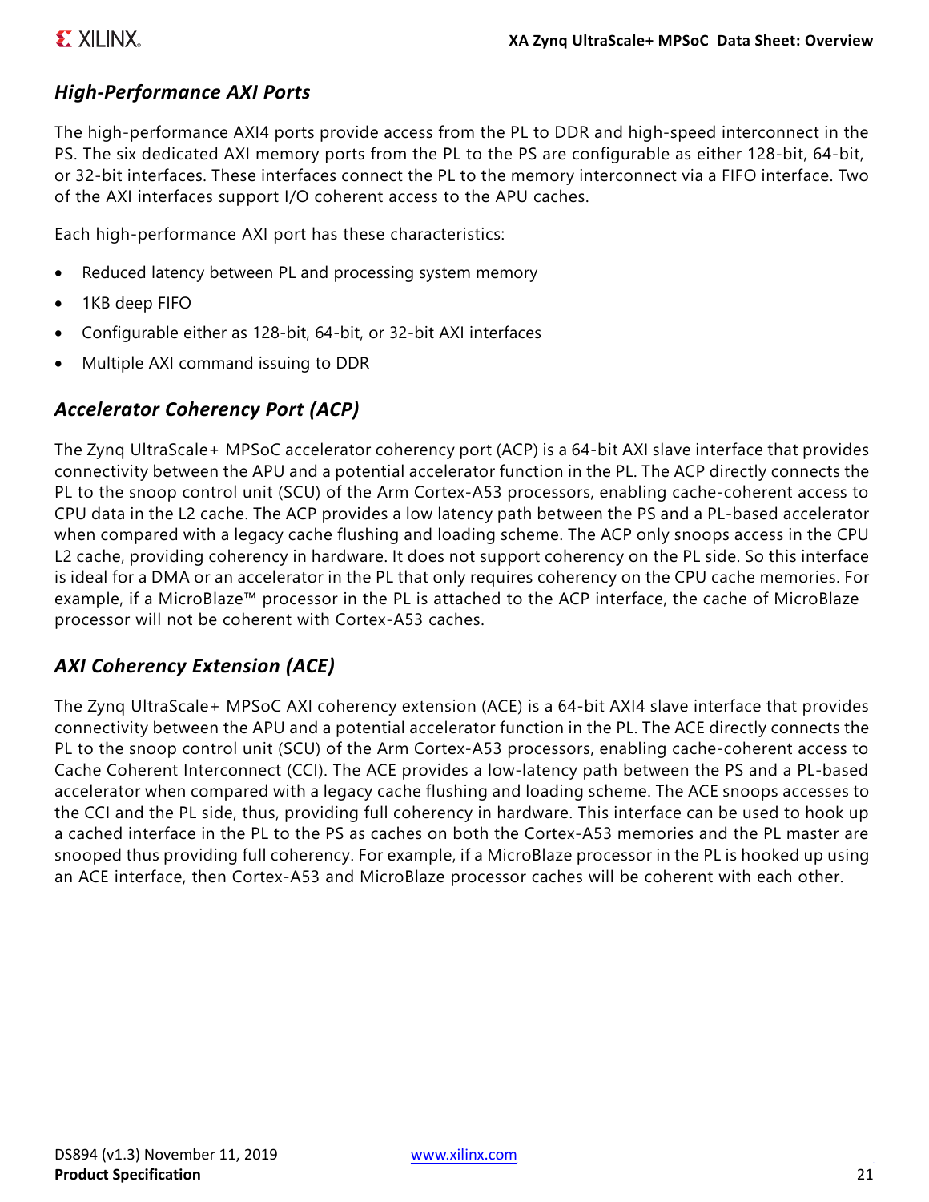### *High-Performance AXI Ports*

The high-performance AXI4 ports provide access from the PL to DDR and high-speed interconnect in the PS. The six dedicated AXI memory ports from the PL to the PS are configurable as either 128-bit, 64-bit, or 32-bit interfaces. These interfaces connect the PL to the memory interconnect via a FIFO interface. Two of the AXI interfaces support I/O coherent access to the APU caches.

Each high-performance AXI port has these characteristics:

- Reduced latency between PL and processing system memory
- 1KB deep FIFO
- Configurable either as 128-bit, 64-bit, or 32-bit AXI interfaces
- Multiple AXI command issuing to DDR

### *Accelerator Coherency Port (ACP)*

The Zynq UltraScale+ MPSoC accelerator coherency port (ACP) is a 64-bit AXI slave interface that provides connectivity between the APU and a potential accelerator function in the PL. The ACP directly connects the PL to the snoop control unit (SCU) of the Arm Cortex-A53 processors, enabling cache-coherent access to CPU data in the L2 cache. The ACP provides a low latency path between the PS and a PL-based accelerator when compared with a legacy cache flushing and loading scheme. The ACP only snoops access in the CPU L2 cache, providing coherency in hardware. It does not support coherency on the PL side. So this interface is ideal for a DMA or an accelerator in the PL that only requires coherency on the CPU cache memories. For example, if a MicroBlaze™ processor in the PL is attached to the ACP interface, the cache of MicroBlaze processor will not be coherent with Cortex-A53 caches.

### *AXI Coherency Extension (ACE)*

The Zynq UltraScale+ MPSoC AXI coherency extension (ACE) is a 64-bit AXI4 slave interface that provides connectivity between the APU and a potential accelerator function in the PL. The ACE directly connects the PL to the snoop control unit (SCU) of the Arm Cortex-A53 processors, enabling cache-coherent access to Cache Coherent Interconnect (CCI). The ACE provides a low-latency path between the PS and a PL-based accelerator when compared with a legacy cache flushing and loading scheme. The ACE snoops accesses to the CCI and the PL side, thus, providing full coherency in hardware. This interface can be used to hook up a cached interface in the PL to the PS as caches on both the Cortex-A53 memories and the PL master are snooped thus providing full coherency. For example, if a MicroBlaze processor in the PL is hooked up using an ACE interface, then Cortex-A53 and MicroBlaze processor caches will be coherent with each other.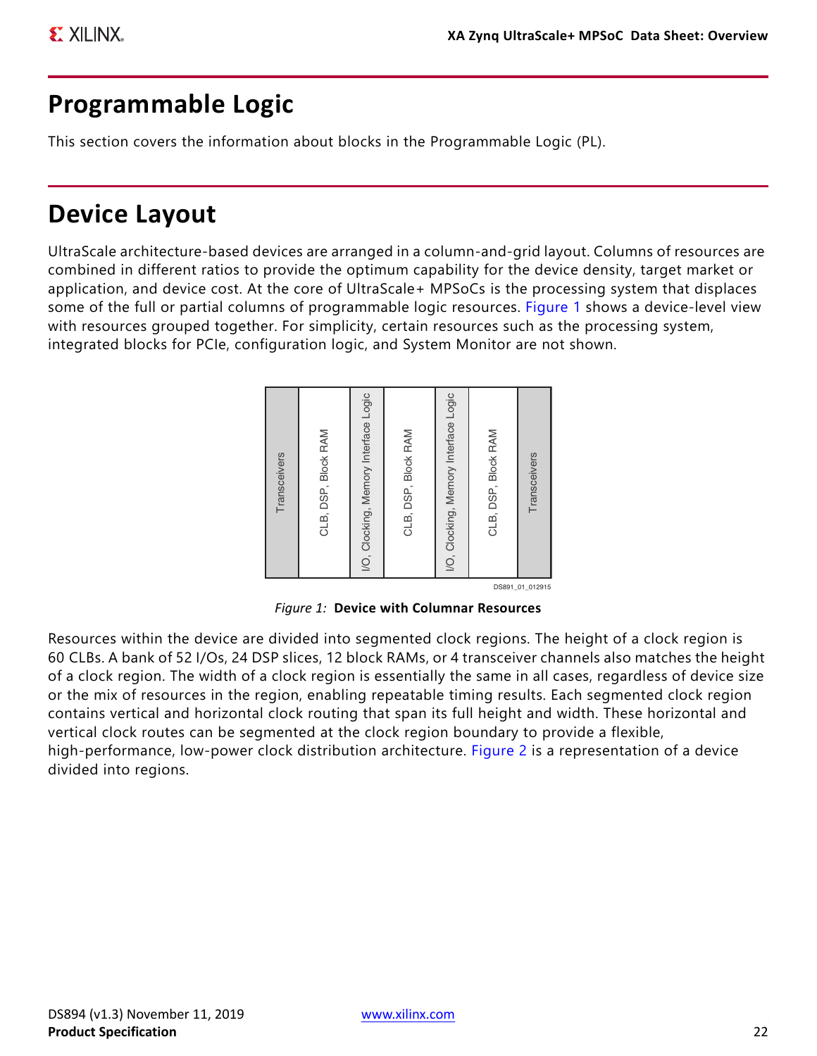# Programmable Logic

This section covers the information about blocks in the Programmable Logic (PL).

# Device Layout

UltraScale architecture-based devices are arranged in a column-and-grid layout. Columns of resources are combined in different ratios to provide the optimum capability for the device density, target market or application, and device cost. At the core of UltraScale+ MPSoCs is the processing system that displaces some of the full or partial columns of programmable logic resources. Figure 1 shows a device-level view with resources grouped together. For simplicity, certain resources such as the processing system, integrated blocks for PCIe, configuration logic, and System Monitor are not shown.

| Transceivers | CLB, DSP, Block RAM | I/O, Clocking, Memory Interface Logic | CLB, DSP, Block RAM | I/O, Clocking, Memory Interface Logic | CLB, DSP, Block RAM | Transceivers |
|---|---|---|---|---|---|---|

DS891_01_012915

*Figure 1:* **Device with Columnar Resources**

Resources within the device are divided into segmented clock regions. The height of a clock region is 60 CLBs. A bank of 52 I/Os, 24 DSP slices, 12 block RAMs, or 4 transceiver channels also matches the height of a clock region. The width of a clock region is essentially the same in all cases, regardless of device size or the mix of resources in the region, enabling repeatable timing results. Each segmented clock region contains vertical and horizontal clock routing that span its full height and width. These horizontal and vertical clock routes can be segmented at the clock region boundary to provide a flexible, high-performance, low-power clock distribution architecture. Figure 2 is a representation of a device divided into regions.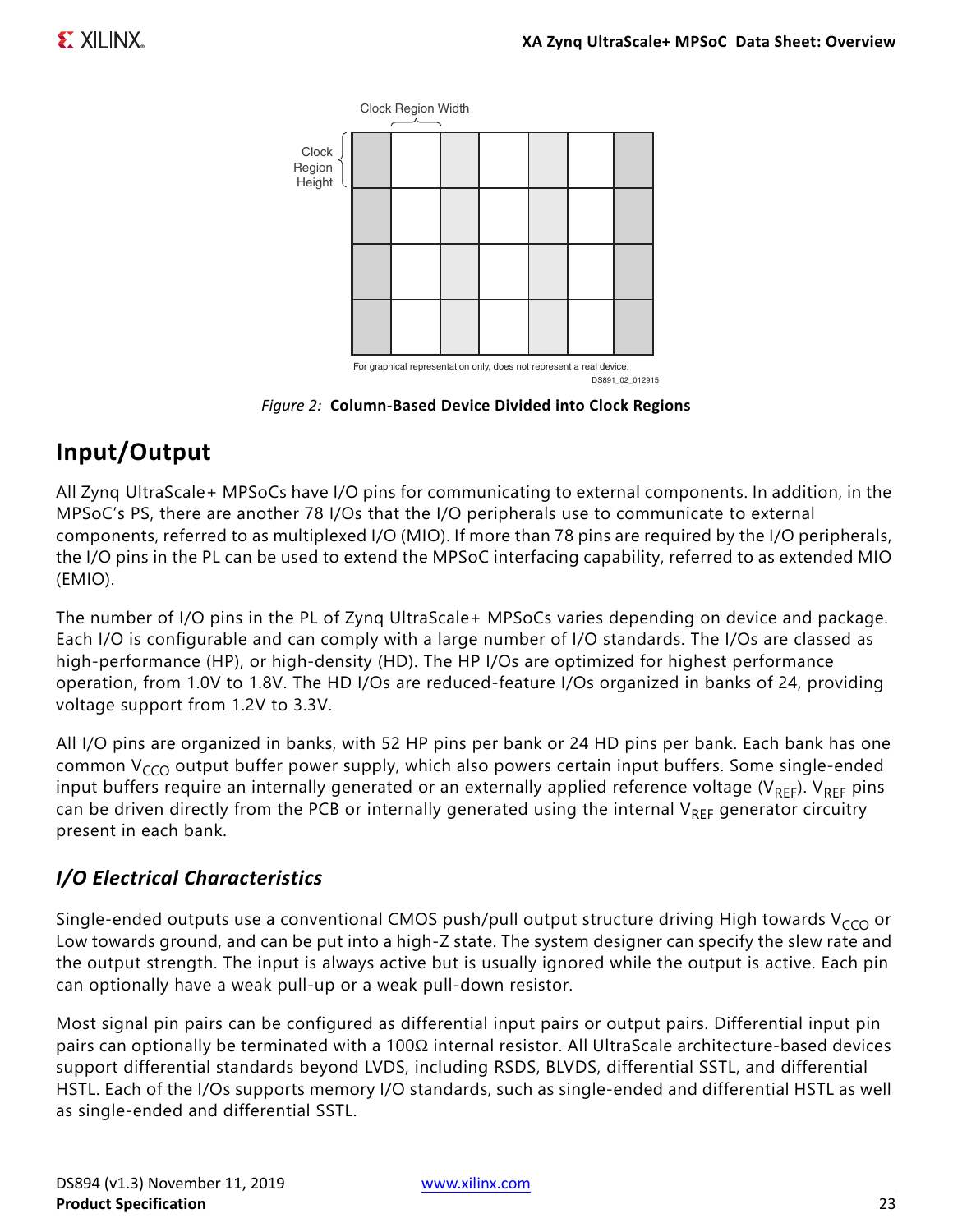Figure 2: **Column-Based Device Divided into Clock Regions**

## Input/Output

All Zynq UltraScale+ MPSoCs have I/O pins for communicating to external components. In addition, in the MPSoC's PS, there are another 78 I/Os that the I/O peripherals use to communicate to external components, referred to as multiplexed I/O (MIO). If more than 78 pins are required by the I/O peripherals, the I/O pins in the PL can be used to extend the MPSoC interfacing capability, referred to as extended MIO (EMIO).

The number of I/O pins in the PL of Zynq UltraScale+ MPSoCs varies depending on device and package. Each I/O is configurable and can comply with a large number of I/O standards. The I/Os are classed as high-performance (HP), or high-density (HD). The HP I/Os are optimized for highest performance operation, from 1.0V to 1.8V. The HD I/Os are reduced-feature I/Os organized in banks of 24, providing voltage support from 1.2V to 3.3V.

All I/O pins are organized in banks, with 52 HP pins per bank or 24 HD pins per bank. Each bank has one common $V_{CCO}$ output buffer power supply, which also powers certain input buffers. Some single-ended input buffers require an internally generated or an externally applied reference voltage ($V_{REF}$). $V_{REF}$ pins can be driven directly from the PCB or internally generated using the internal $V_{REF}$ generator circuitry present in each bank.

### *I/O Electrical Characteristics*

Single-ended outputs use a conventional CMOS push/pull output structure driving High towards $V_{CCO}$ or Low towards ground, and can be put into a high-Z state. The system designer can specify the slew rate and the output strength. The input is always active but is usually ignored while the output is active. Each pin can optionally have a weak pull-up or a weak pull-down resistor.

Most signal pin pairs can be configured as differential input pairs or output pairs. Differential input pin pairs can optionally be terminated with a 100Ω internal resistor. All UltraScale architecture-based devices support differential standards beyond LVDS, including RSDS, BLVDS, differential SSTL, and differential HSTL. Each of the I/Os supports memory I/O standards, such as single-ended and differential HSTL as well as single-ended and differential SSTL.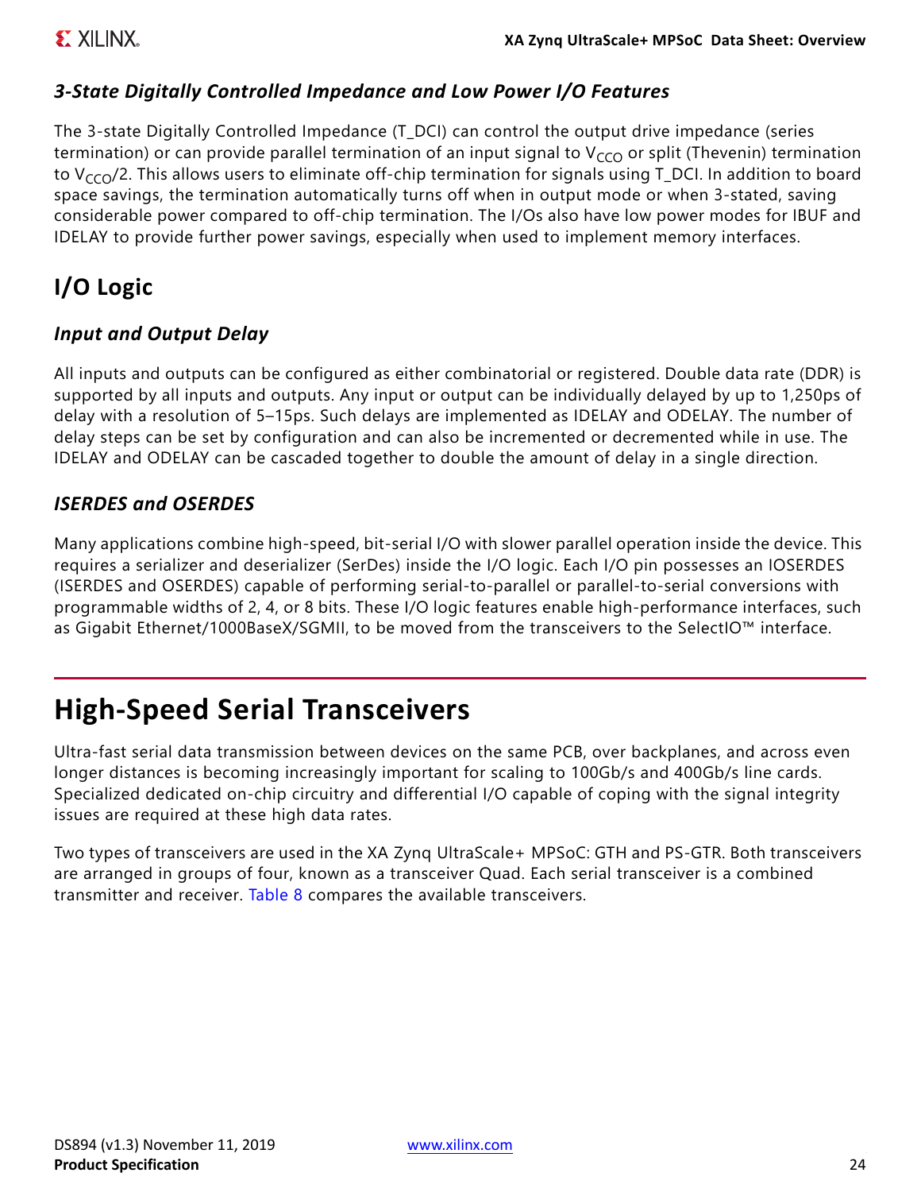### *3-State Digitally Controlled Impedance and Low Power I/O Features*

The 3-state Digitally Controlled Impedance (T_DCI) can control the output drive impedance (series termination) or can provide parallel termination of an input signal to $V_{CCO}$ or split (Thevenin) termination to $V_{CCO}/2$. This allows users to eliminate off-chip termination for signals using T_DCI. In addition to board space savings, the termination automatically turns off when in output mode or when 3-stated, saving considerable power compared to off-chip termination. The I/Os also have low power modes for IBUF and IDELAY to provide further power savings, especially when used to implement memory interfaces.

## I/O Logic

### *Input and Output Delay*

All inputs and outputs can be configured as either combinatorial or registered. Double data rate (DDR) is supported by all inputs and outputs. Any input or output can be individually delayed by up to 1,250ps of delay with a resolution of 5–15ps. Such delays are implemented as IDELAY and ODELAY. The number of delay steps can be set by configuration and can also be incremented or decremented while in use. The IDELAY and ODELAY can be cascaded together to double the amount of delay in a single direction.

### *ISERDES and OSERDES*

Many applications combine high-speed, bit-serial I/O with slower parallel operation inside the device. This requires a serializer and deserializer (SerDes) inside the I/O logic. Each I/O pin possesses an IOSERDES (ISERDES and OSERDES) capable of performing serial-to-parallel or parallel-to-serial conversions with programmable widths of 2, 4, or 8 bits. These I/O logic features enable high-performance interfaces, such as Gigabit Ethernet/1000BaseX/SGMII, to be moved from the transceivers to the SelectIO™ interface.

# High-Speed Serial Transceivers

Ultra-fast serial data transmission between devices on the same PCB, over backplanes, and across even longer distances is becoming increasingly important for scaling to 100Gb/s and 400Gb/s line cards. Specialized dedicated on-chip circuitry and differential I/O capable of coping with the signal integrity issues are required at these high data rates.

Two types of transceivers are used in the XA Zynq UltraScale+ MPSoC: GTH and PS-GTR. Both transceivers are arranged in groups of four, known as a transceiver Quad. Each serial transceiver is a combined transmitter and receiver. Table 8 compares the available transceivers.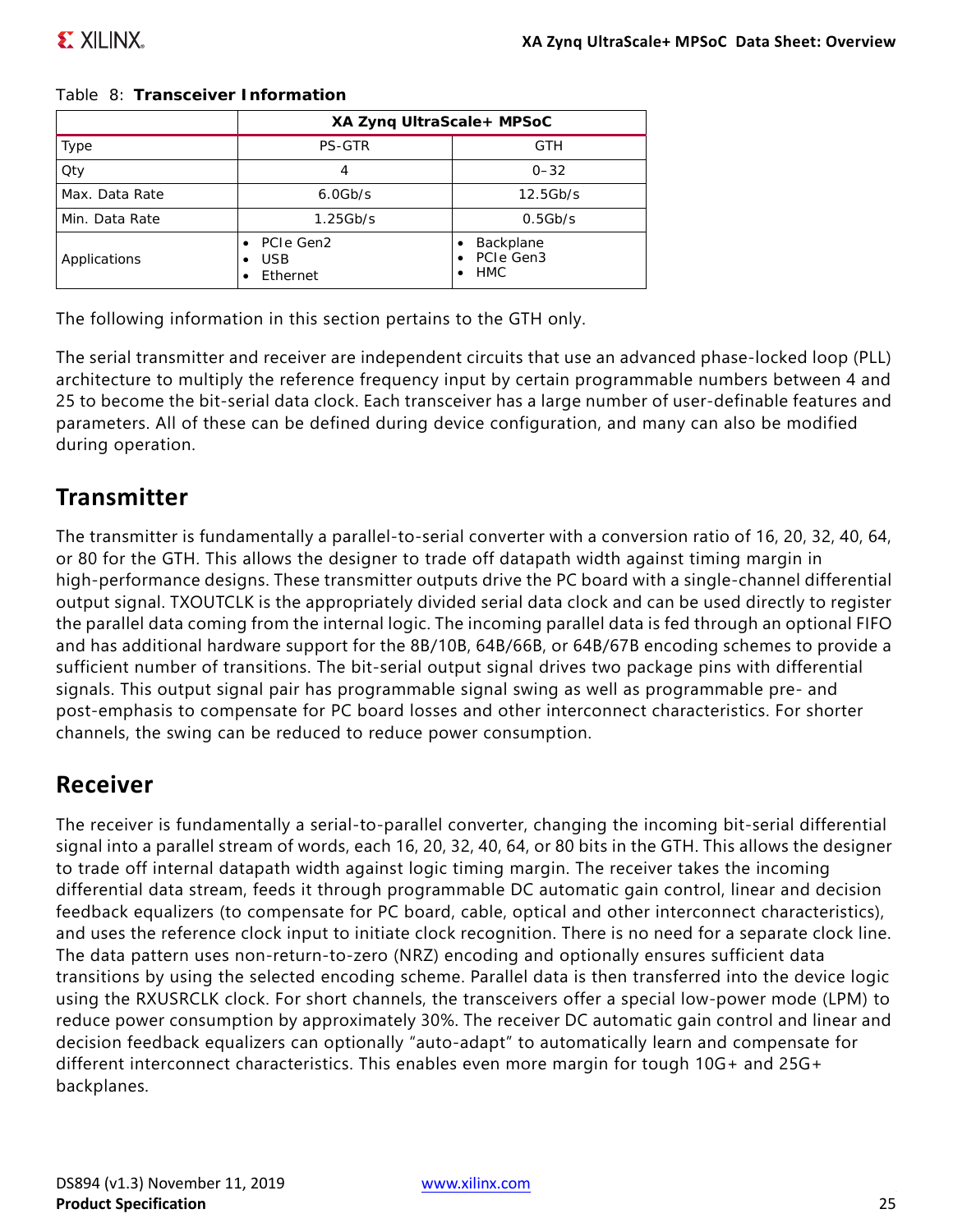Table 8: **Transceiver Information**

| | XA Zynq UltraScale+ MPSoC | |
|---|---|---|
| Type | PS-GTR | GTH |
| Qty | 4 | 0–32 |
| Max. Data Rate | 6.0Gb/s | 12.5Gb/s |
| Min. Data Rate | 1.25Gb/s | 0.5Gb/s |
| Applications | • PCIe Gen2<br>• USB<br>• Ethernet | • Backplane<br>• PCIe Gen3<br>• HMC |

The following information in this section pertains to the GTH only.

The serial transmitter and receiver are independent circuits that use an advanced phase-locked loop (PLL) architecture to multiply the reference frequency input by certain programmable numbers between 4 and 25 to become the bit-serial data clock. Each transceiver has a large number of user-definable features and parameters. All of these can be defined during device configuration, and many can also be modified during operation.

## Transmitter

The transmitter is fundamentally a parallel-to-serial converter with a conversion ratio of 16, 20, 32, 40, 64, or 80 for the GTH. This allows the designer to trade off datapath width against timing margin in high-performance designs. These transmitter outputs drive the PC board with a single-channel differential output signal. TXOUTCLK is the appropriately divided serial data clock and can be used directly to register the parallel data coming from the internal logic. The incoming parallel data is fed through an optional FIFO and has additional hardware support for the 8B/10B, 64B/66B, or 64B/67B encoding schemes to provide a sufficient number of transitions. The bit-serial output signal drives two package pins with differential signals. This output signal pair has programmable signal swing as well as programmable pre- and post-emphasis to compensate for PC board losses and other interconnect characteristics. For shorter channels, the swing can be reduced to reduce power consumption.

## Receiver

The receiver is fundamentally a serial-to-parallel converter, changing the incoming bit-serial differential signal into a parallel stream of words, each 16, 20, 32, 40, 64, or 80 bits in the GTH. This allows the designer to trade off internal datapath width against logic timing margin. The receiver takes the incoming differential data stream, feeds it through programmable DC automatic gain control, linear and decision feedback equalizers (to compensate for PC board, cable, optical and other interconnect characteristics), and uses the reference clock input to initiate clock recognition. There is no need for a separate clock line. The data pattern uses non-return-to-zero (NRZ) encoding and optionally ensures sufficient data transitions by using the selected encoding scheme. Parallel data is then transferred into the device logic using the RXUSRCLK clock. For short channels, the transceivers offer a special low-power mode (LPM) to reduce power consumption by approximately 30%. The receiver DC automatic gain control and linear and decision feedback equalizers can optionally "auto-adapt" to automatically learn and compensate for different interconnect characteristics. This enables even more margin for tough 10G+ and 25G+ backplanes.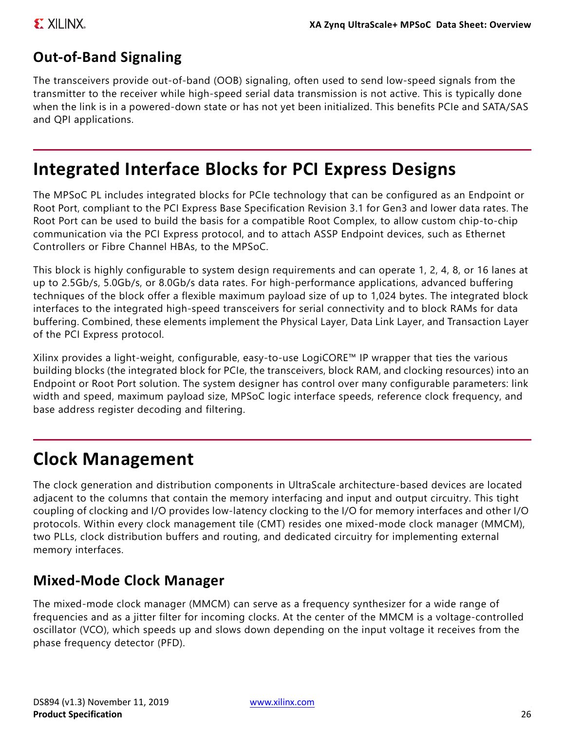### Out-of-Band Signaling

The transceivers provide out-of-band (OOB) signaling, often used to send low-speed signals from the transmitter to the receiver while high-speed serial data transmission is not active. This is typically done when the link is in a powered-down state or has not yet been initialized. This benefits PCIe and SATA/SAS and QPI applications.

## Integrated Interface Blocks for PCI Express Designs

The MPSoC PL includes integrated blocks for PCIe technology that can be configured as an Endpoint or Root Port, compliant to the PCI Express Base Specification Revision 3.1 for Gen3 and lower data rates. The Root Port can be used to build the basis for a compatible Root Complex, to allow custom chip-to-chip communication via the PCI Express protocol, and to attach ASSP Endpoint devices, such as Ethernet Controllers or Fibre Channel HBAs, to the MPSoC.

This block is highly configurable to system design requirements and can operate 1, 2, 4, 8, or 16 lanes at up to 2.5Gb/s, 5.0Gb/s, or 8.0Gb/s data rates. For high-performance applications, advanced buffering techniques of the block offer a flexible maximum payload size of up to 1,024 bytes. The integrated block interfaces to the integrated high-speed transceivers for serial connectivity and to block RAMs for data buffering. Combined, these elements implement the Physical Layer, Data Link Layer, and Transaction Layer of the PCI Express protocol.

Xilinx provides a light-weight, configurable, easy-to-use LogiCORE™ IP wrapper that ties the various building blocks (the integrated block for PCIe, the transceivers, block RAM, and clocking resources) into an Endpoint or Root Port solution. The system designer has control over many configurable parameters: link width and speed, maximum payload size, MPSoC logic interface speeds, reference clock frequency, and base address register decoding and filtering.

## Clock Management

The clock generation and distribution components in UltraScale architecture-based devices are located adjacent to the columns that contain the memory interfacing and input and output circuitry. This tight coupling of clocking and I/O provides low-latency clocking to the I/O for memory interfaces and other I/O protocols. Within every clock management tile (CMT) resides one mixed-mode clock manager (MMCM), two PLLs, clock distribution buffers and routing, and dedicated circuitry for implementing external memory interfaces.

### Mixed-Mode Clock Manager

The mixed-mode clock manager (MMCM) can serve as a frequency synthesizer for a wide range of frequencies and as a jitter filter for incoming clocks. At the center of the MMCM is a voltage-controlled oscillator (VCO), which speeds up and slows down depending on the input voltage it receives from the phase frequency detector (PFD).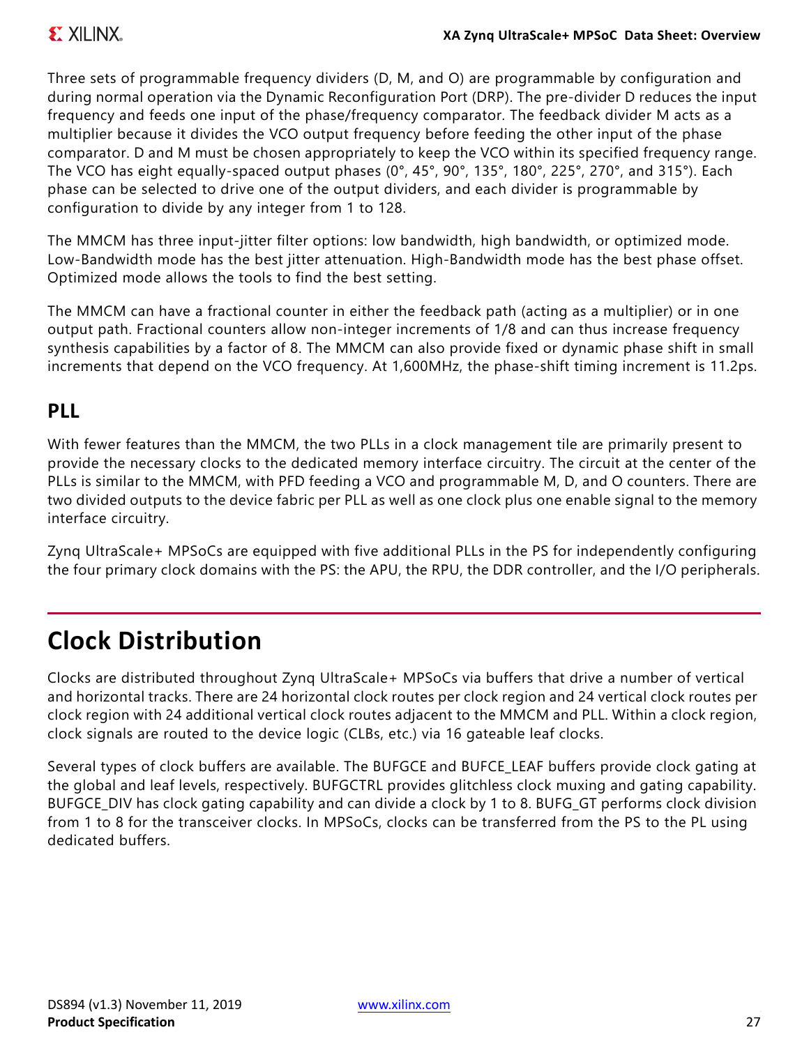Three sets of programmable frequency dividers (D, M, and O) are programmable by configuration and during normal operation via the Dynamic Reconfiguration Port (DRP). The pre-divider D reduces the input frequency and feeds one input of the phase/frequency comparator. The feedback divider M acts as a multiplier because it divides the VCO output frequency before feeding the other input of the phase comparator. D and M must be chosen appropriately to keep the VCO within its specified frequency range. The VCO has eight equally-spaced output phases (0°, 45°, 90°, 135°, 180°, 225°, 270°, and 315°). Each phase can be selected to drive one of the output dividers, and each divider is programmable by configuration to divide by any integer from 1 to 128.

The MMCM has three input-jitter filter options: low bandwidth, high bandwidth, or optimized mode. Low-Bandwidth mode has the best jitter attenuation. High-Bandwidth mode has the best phase offset. Optimized mode allows the tools to find the best setting.

The MMCM can have a fractional counter in either the feedback path (acting as a multiplier) or in one output path. Fractional counters allow non-integer increments of 1/8 and can thus increase frequency synthesis capabilities by a factor of 8. The MMCM can also provide fixed or dynamic phase shift in small increments that depend on the VCO frequency. At 1,600MHz, the phase-shift timing increment is 11.2ps.

### PLL

With fewer features than the MMCM, the two PLLs in a clock management tile are primarily present to provide the necessary clocks to the dedicated memory interface circuitry. The circuit at the center of the PLLs is similar to the MMCM, with PFD feeding a VCO and programmable M, D, and O counters. There are two divided outputs to the device fabric per PLL as well as one clock plus one enable signal to the memory interface circuitry.

Zynq UltraScale+ MPSoCs are equipped with five additional PLLs in the PS for independently configuring the four primary clock domains with the PS: the APU, the RPU, the DDR controller, and the I/O peripherals.

## Clock Distribution

Clocks are distributed throughout Zynq UltraScale+ MPSoCs via buffers that drive a number of vertical and horizontal tracks. There are 24 horizontal clock routes per clock region and 24 vertical clock routes per clock region with 24 additional vertical clock routes adjacent to the MMCM and PLL. Within a clock region, clock signals are routed to the device logic (CLBs, etc.) via 16 gateable leaf clocks.

Several types of clock buffers are available. The BUFGCE and BUFCE_LEAF buffers provide clock gating at the global and leaf levels, respectively. BUFGCTRL provides glitchless clock muxing and gating capability. BUFGCE_DIV has clock gating capability and can divide a clock by 1 to 8. BUFG_GT performs clock division from 1 to 8 for the transceiver clocks. In MPSoCs, clocks can be transferred from the PS to the PL using dedicated buffers.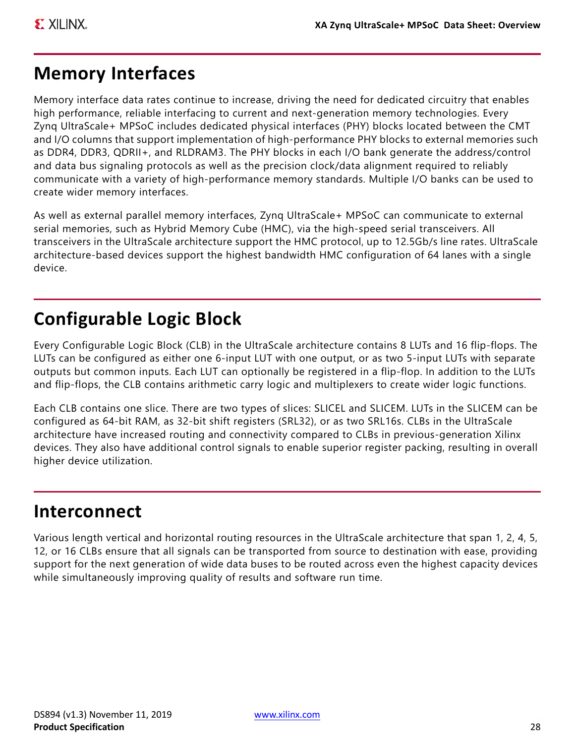## Memory Interfaces

Memory interface data rates continue to increase, driving the need for dedicated circuitry that enables high performance, reliable interfacing to current and next-generation memory technologies. Every Zynq UltraScale+ MPSoC includes dedicated physical interfaces (PHY) blocks located between the CMT and I/O columns that support implementation of high-performance PHY blocks to external memories such as DDR4, DDR3, QDRII+, and RLDRAM3. The PHY blocks in each I/O bank generate the address/control and data bus signaling protocols as well as the precision clock/data alignment required to reliably communicate with a variety of high-performance memory standards. Multiple I/O banks can be used to create wider memory interfaces.

As well as external parallel memory interfaces, Zynq UltraScale+ MPSoC can communicate to external serial memories, such as Hybrid Memory Cube (HMC), via the high-speed serial transceivers. All transceivers in the UltraScale architecture support the HMC protocol, up to 12.5Gb/s line rates. UltraScale architecture-based devices support the highest bandwidth HMC configuration of 64 lanes with a single device.

## Configurable Logic Block

Every Configurable Logic Block (CLB) in the UltraScale architecture contains 8 LUTs and 16 flip-flops. The LUTs can be configured as either one 6-input LUT with one output, or as two 5-input LUTs with separate outputs but common inputs. Each LUT can optionally be registered in a flip-flop. In addition to the LUTs and flip-flops, the CLB contains arithmetic carry logic and multiplexers to create wider logic functions.

Each CLB contains one slice. There are two types of slices: SLICEL and SLICEM. LUTs in the SLICEM can be configured as 64-bit RAM, as 32-bit shift registers (SRL32), or as two SRL16s. CLBs in the UltraScale architecture have increased routing and connectivity compared to CLBs in previous-generation Xilinx devices. They also have additional control signals to enable superior register packing, resulting in overall higher device utilization.

## Interconnect

Various length vertical and horizontal routing resources in the UltraScale architecture that span 1, 2, 4, 5, 12, or 16 CLBs ensure that all signals can be transported from source to destination with ease, providing support for the next generation of wide data buses to be routed across even the highest capacity devices while simultaneously improving quality of results and software run time.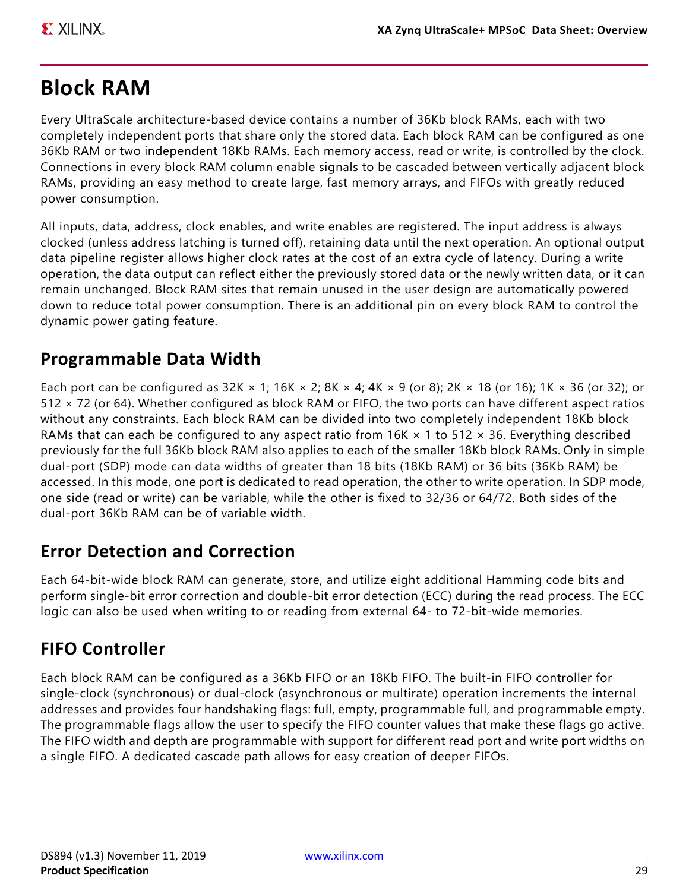# Block RAM

Every UltraScale architecture-based device contains a number of 36Kb block RAMs, each with two completely independent ports that share only the stored data. Each block RAM can be configured as one 36Kb RAM or two independent 18Kb RAMs. Each memory access, read or write, is controlled by the clock. Connections in every block RAM column enable signals to be cascaded between vertically adjacent block RAMs, providing an easy method to create large, fast memory arrays, and FIFOs with greatly reduced power consumption.

All inputs, data, address, clock enables, and write enables are registered. The input address is always clocked (unless address latching is turned off), retaining data until the next operation. An optional output data pipeline register allows higher clock rates at the cost of an extra cycle of latency. During a write operation, the data output can reflect either the previously stored data or the newly written data, or it can remain unchanged. Block RAM sites that remain unused in the user design are automatically powered down to reduce total power consumption. There is an additional pin on every block RAM to control the dynamic power gating feature.

## Programmable Data Width

Each port can be configured as 32K × 1; 16K × 2; 8K × 4; 4K × 9 (or 8); 2K × 18 (or 16); 1K × 36 (or 32); or 512 × 72 (or 64). Whether configured as block RAM or FIFO, the two ports can have different aspect ratios without any constraints. Each block RAM can be divided into two completely independent 18Kb block RAMs that can each be configured to any aspect ratio from 16K × 1 to 512 × 36. Everything described previously for the full 36Kb block RAM also applies to each of the smaller 18Kb block RAMs. Only in simple dual-port (SDP) mode can data widths of greater than 18 bits (18Kb RAM) or 36 bits (36Kb RAM) be accessed. In this mode, one port is dedicated to read operation, the other to write operation. In SDP mode, one side (read or write) can be variable, while the other is fixed to 32/36 or 64/72. Both sides of the dual-port 36Kb RAM can be of variable width.

## Error Detection and Correction

Each 64-bit-wide block RAM can generate, store, and utilize eight additional Hamming code bits and perform single-bit error correction and double-bit error detection (ECC) during the read process. The ECC logic can also be used when writing to or reading from external 64- to 72-bit-wide memories.

## FIFO Controller

Each block RAM can be configured as a 36Kb FIFO or an 18Kb FIFO. The built-in FIFO controller for single-clock (synchronous) or dual-clock (asynchronous or multirate) operation increments the internal addresses and provides four handshaking flags: full, empty, programmable full, and programmable empty. The programmable flags allow the user to specify the FIFO counter values that make these flags go active. The FIFO width and depth are programmable with support for different read port and write port widths on a single FIFO. A dedicated cascade path allows for easy creation of deeper FIFOs.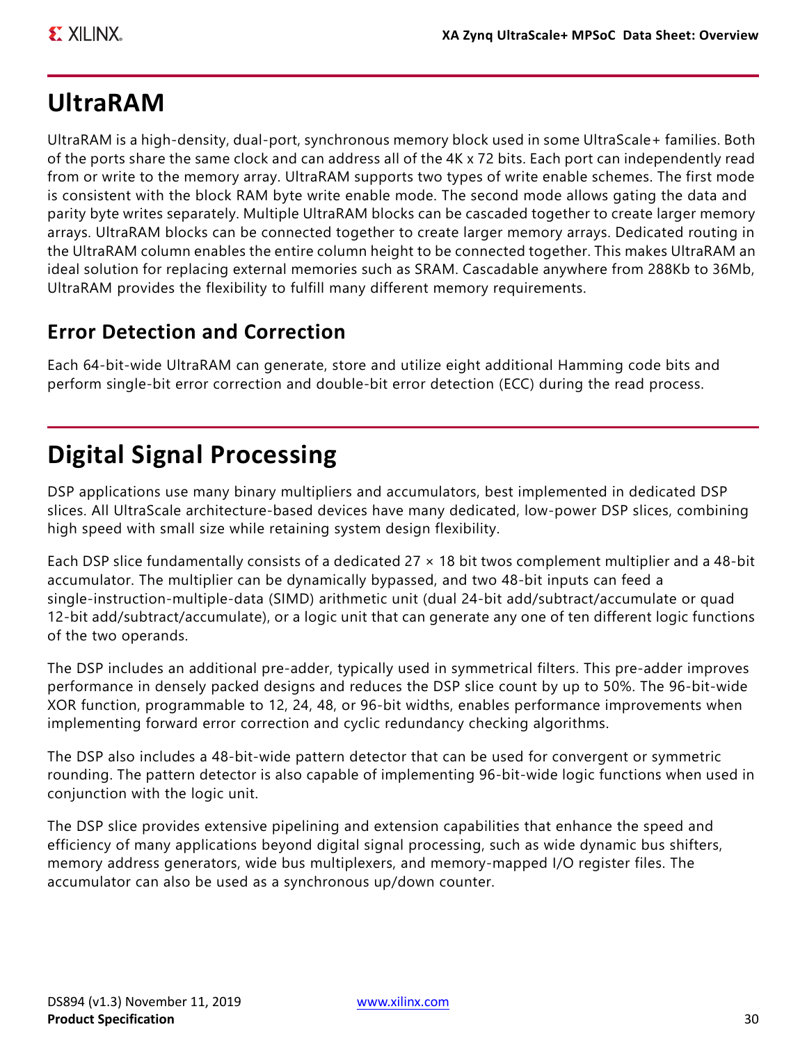# UltraRAM

UltraRAM is a high-density, dual-port, synchronous memory block used in some UltraScale+ families. Both of the ports share the same clock and can address all of the 4K x 72 bits. Each port can independently read from or write to the memory array. UltraRAM supports two types of write enable schemes. The first mode is consistent with the block RAM byte write enable mode. The second mode allows gating the data and parity byte writes separately. Multiple UltraRAM blocks can be cascaded together to create larger memory arrays. UltraRAM blocks can be connected together to create larger memory arrays. Dedicated routing in the UltraRAM column enables the entire column height to be connected together. This makes UltraRAM an ideal solution for replacing external memories such as SRAM. Cascadable anywhere from 288Kb to 36Mb, UltraRAM provides the flexibility to fulfill many different memory requirements.

## Error Detection and Correction

Each 64-bit-wide UltraRAM can generate, store and utilize eight additional Hamming code bits and perform single-bit error correction and double-bit error detection (ECC) during the read process.

# Digital Signal Processing

DSP applications use many binary multipliers and accumulators, best implemented in dedicated DSP slices. All UltraScale architecture-based devices have many dedicated, low-power DSP slices, combining high speed with small size while retaining system design flexibility.

Each DSP slice fundamentally consists of a dedicated 27 × 18 bit twos complement multiplier and a 48-bit accumulator. The multiplier can be dynamically bypassed, and two 48-bit inputs can feed a single-instruction-multiple-data (SIMD) arithmetic unit (dual 24-bit add/subtract/accumulate or quad 12-bit add/subtract/accumulate), or a logic unit that can generate any one of ten different logic functions of the two operands.

The DSP includes an additional pre-adder, typically used in symmetrical filters. This pre-adder improves performance in densely packed designs and reduces the DSP slice count by up to 50%. The 96-bit-wide XOR function, programmable to 12, 24, 48, or 96-bit widths, enables performance improvements when implementing forward error correction and cyclic redundancy checking algorithms.

The DSP also includes a 48-bit-wide pattern detector that can be used for convergent or symmetric rounding. The pattern detector is also capable of implementing 96-bit-wide logic functions when used in conjunction with the logic unit.

The DSP slice provides extensive pipelining and extension capabilities that enhance the speed and efficiency of many applications beyond digital signal processing, such as wide dynamic bus shifters, memory address generators, wide bus multiplexers, and memory-mapped I/O register files. The accumulator can also be used as a synchronous up/down counter.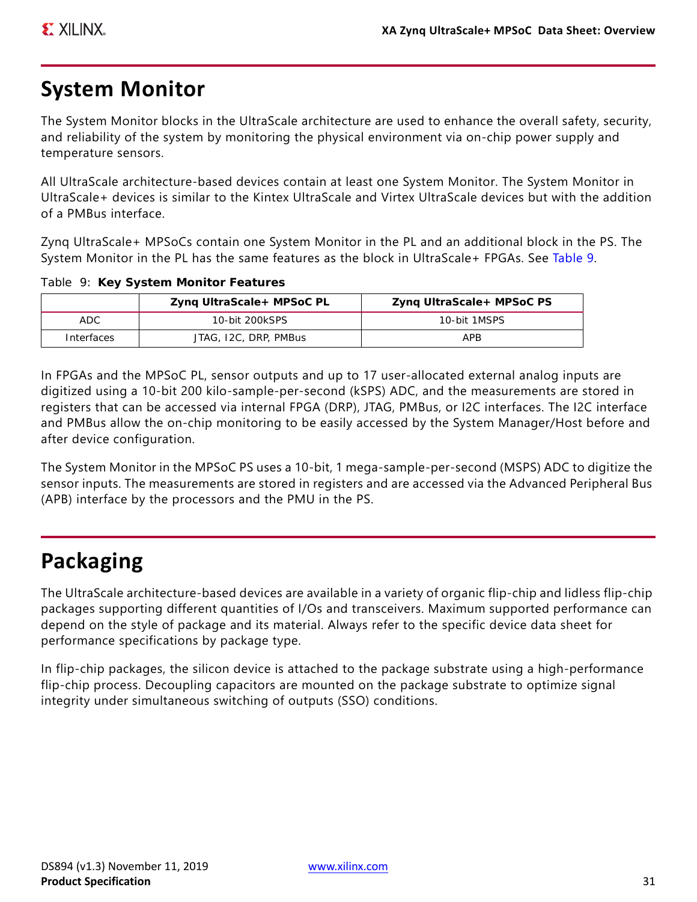## System Monitor

The System Monitor blocks in the UltraScale architecture are used to enhance the overall safety, security, and reliability of the system by monitoring the physical environment via on-chip power supply and temperature sensors.

All UltraScale architecture-based devices contain at least one System Monitor. The System Monitor in UltraScale+ devices is similar to the Kintex UltraScale and Virtex UltraScale devices but with the addition of a PMBus interface.

Zynq UltraScale+ MPSoCs contain one System Monitor in the PL and an additional block in the PS. The System Monitor in the PL has the same features as the block in UltraScale+ FPGAs. See Table 9.

Table 9: **Key System Monitor Features**

| | Zynq UltraScale+ MPSoC PL | Zynq UltraScale+ MPSoC PS |
|---|---|---|
| ADC | 10-bit 200kSPS | 10-bit 1MSPS |
| Interfaces | JTAG, I2C, DRP, PMBus | APB |

In FPGAs and the MPSoC PL, sensor outputs and up to 17 user-allocated external analog inputs are digitized using a 10-bit 200 kilo-sample-per-second (kSPS) ADC, and the measurements are stored in registers that can be accessed via internal FPGA (DRP), JTAG, PMBus, or I2C interfaces. The I2C interface and PMBus allow the on-chip monitoring to be easily accessed by the System Manager/Host before and after device configuration.

The System Monitor in the MPSoC PS uses a 10-bit, 1 mega-sample-per-second (MSPS) ADC to digitize the sensor inputs. The measurements are stored in registers and are accessed via the Advanced Peripheral Bus (APB) interface by the processors and the PMU in the PS.

## Packaging

The UltraScale architecture-based devices are available in a variety of organic flip-chip and lidless flip-chip packages supporting different quantities of I/Os and transceivers. Maximum supported performance can depend on the style of package and its material. Always refer to the specific device data sheet for performance specifications by package type.

In flip-chip packages, the silicon device is attached to the package substrate using a high-performance flip-chip process. Decoupling capacitors are mounted on the package substrate to optimize signal integrity under simultaneous switching of outputs (SSO) conditions.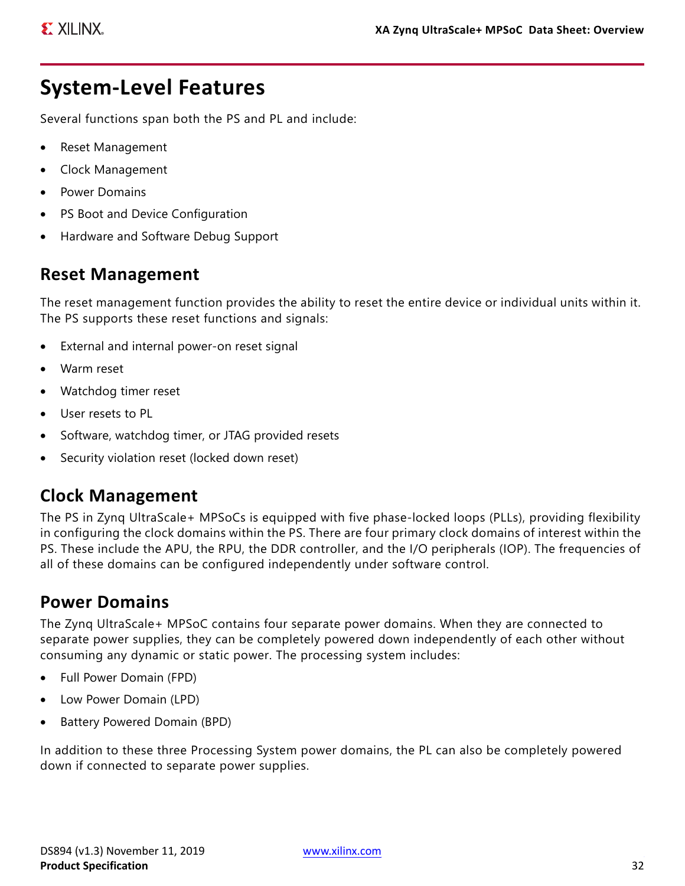# System-Level Features

Several functions span both the PS and PL and include:

- Reset Management
- Clock Management
- Power Domains
- PS Boot and Device Configuration
- Hardware and Software Debug Support

## Reset Management

The reset management function provides the ability to reset the entire device or individual units within it. The PS supports these reset functions and signals:

- External and internal power-on reset signal
- Warm reset
- Watchdog timer reset
- User resets to PL
- Software, watchdog timer, or JTAG provided resets
- Security violation reset (locked down reset)

## Clock Management

The PS in Zynq UltraScale+ MPSoCs is equipped with five phase-locked loops (PLLs), providing flexibility in configuring the clock domains within the PS. There are four primary clock domains of interest within the PS. These include the APU, the RPU, the DDR controller, and the I/O peripherals (IOP). The frequencies of all of these domains can be configured independently under software control.

## Power Domains

The Zynq UltraScale+ MPSoC contains four separate power domains. When they are connected to separate power supplies, they can be completely powered down independently of each other without consuming any dynamic or static power. The processing system includes:

- Full Power Domain (FPD)
- Low Power Domain (LPD)
- Battery Powered Domain (BPD)

In addition to these three Processing System power domains, the PL can also be completely powered down if connected to separate power supplies.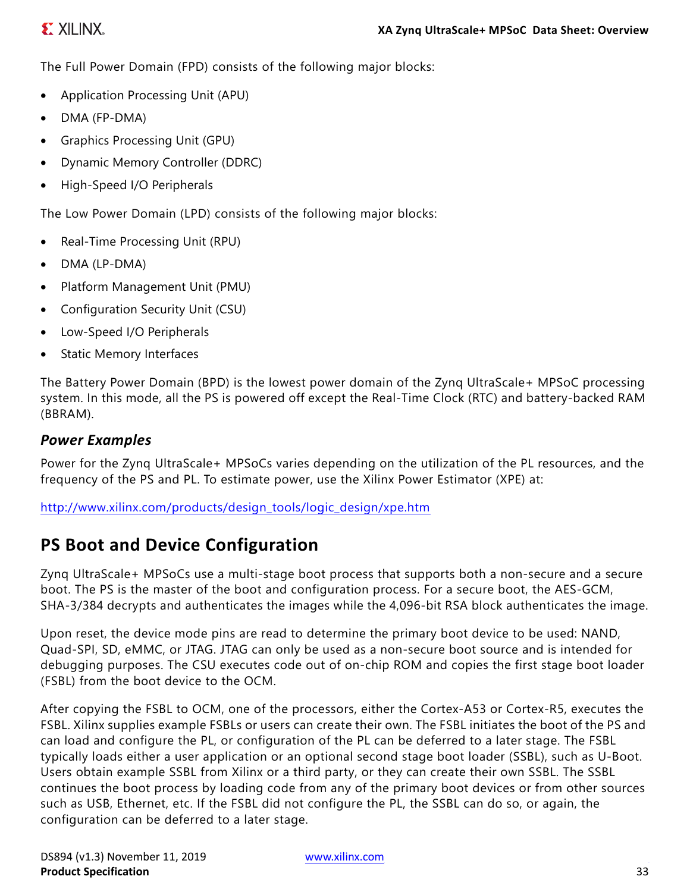The Full Power Domain (FPD) consists of the following major blocks:

- Application Processing Unit (APU)
- DMA (FP-DMA)
- Graphics Processing Unit (GPU)
- Dynamic Memory Controller (DDRC)
- High-Speed I/O Peripherals

The Low Power Domain (LPD) consists of the following major blocks:

- Real-Time Processing Unit (RPU)
- DMA (LP-DMA)
- Platform Management Unit (PMU)
- Configuration Security Unit (CSU)
- Low-Speed I/O Peripherals
- Static Memory Interfaces

The Battery Power Domain (BPD) is the lowest power domain of the Zynq UltraScale+ MPSoC processing system. In this mode, all the PS is powered off except the Real-Time Clock (RTC) and battery-backed RAM (BBRAM).

### *Power Examples*

Power for the Zynq UltraScale+ MPSoCs varies depending on the utilization of the PL resources, and the frequency of the PS and PL. To estimate power, use the Xilinx Power Estimator (XPE) at:

http://www.xilinx.com/products/design_tools/logic_design/xpe.htm

## PS Boot and Device Configuration

Zynq UltraScale+ MPSoCs use a multi-stage boot process that supports both a non-secure and a secure boot. The PS is the master of the boot and configuration process. For a secure boot, the AES-GCM, SHA-3/384 decrypts and authenticates the images while the 4,096-bit RSA block authenticates the image.

Upon reset, the device mode pins are read to determine the primary boot device to be used: NAND, Quad-SPI, SD, eMMC, or JTAG. JTAG can only be used as a non-secure boot source and is intended for debugging purposes. The CSU executes code out of on-chip ROM and copies the first stage boot loader (FSBL) from the boot device to the OCM.

After copying the FSBL to OCM, one of the processors, either the Cortex-A53 or Cortex-R5, executes the FSBL. Xilinx supplies example FSBLs or users can create their own. The FSBL initiates the boot of the PS and can load and configure the PL, or configuration of the PL can be deferred to a later stage. The FSBL typically loads either a user application or an optional second stage boot loader (SSBL), such as U-Boot. Users obtain example SSBL from Xilinx or a third party, or they can create their own SSBL. The SSBL continues the boot process by loading code from any of the primary boot devices or from other sources such as USB, Ethernet, etc. If the FSBL did not configure the PL, the SSBL can do so, or again, the configuration can be deferred to a later stage.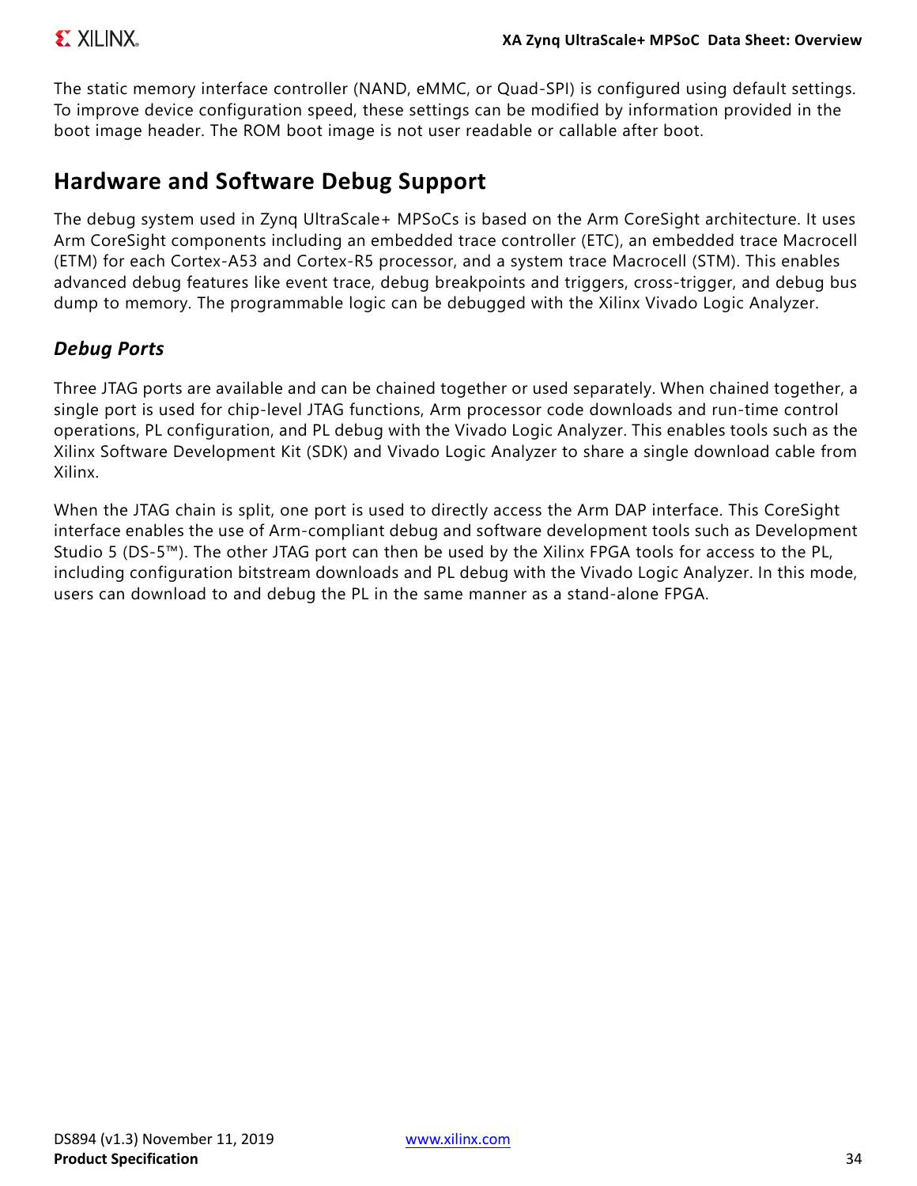The static memory interface controller (NAND, eMMC, or Quad-SPI) is configured using default settings. To improve device configuration speed, these settings can be modified by information provided in the boot image header. The ROM boot image is not user readable or callable after boot.

## Hardware and Software Debug Support

The debug system used in Zynq UltraScale+ MPSoCs is based on the Arm CoreSight architecture. It uses Arm CoreSight components including an embedded trace controller (ETC), an embedded trace Macrocell (ETM) for each Cortex-A53 and Cortex-R5 processor, and a system trace Macrocell (STM). This enables advanced debug features like event trace, debug breakpoints and triggers, cross-trigger, and debug bus dump to memory. The programmable logic can be debugged with the Xilinx Vivado Logic Analyzer.

### *Debug Ports*

Three JTAG ports are available and can be chained together or used separately. When chained together, a single port is used for chip-level JTAG functions, Arm processor code downloads and run-time control operations, PL configuration, and PL debug with the Vivado Logic Analyzer. This enables tools such as the Xilinx Software Development Kit (SDK) and Vivado Logic Analyzer to share a single download cable from Xilinx.

When the JTAG chain is split, one port is used to directly access the Arm DAP interface. This CoreSight interface enables the use of Arm-compliant debug and software development tools such as Development Studio 5 (DS-5™). The other JTAG port can then be used by the Xilinx FPGA tools for access to the PL, including configuration bitstream downloads and PL debug with the Vivado Logic Analyzer. In this mode, users can download to and debug the PL in the same manner as a stand-alone FPGA.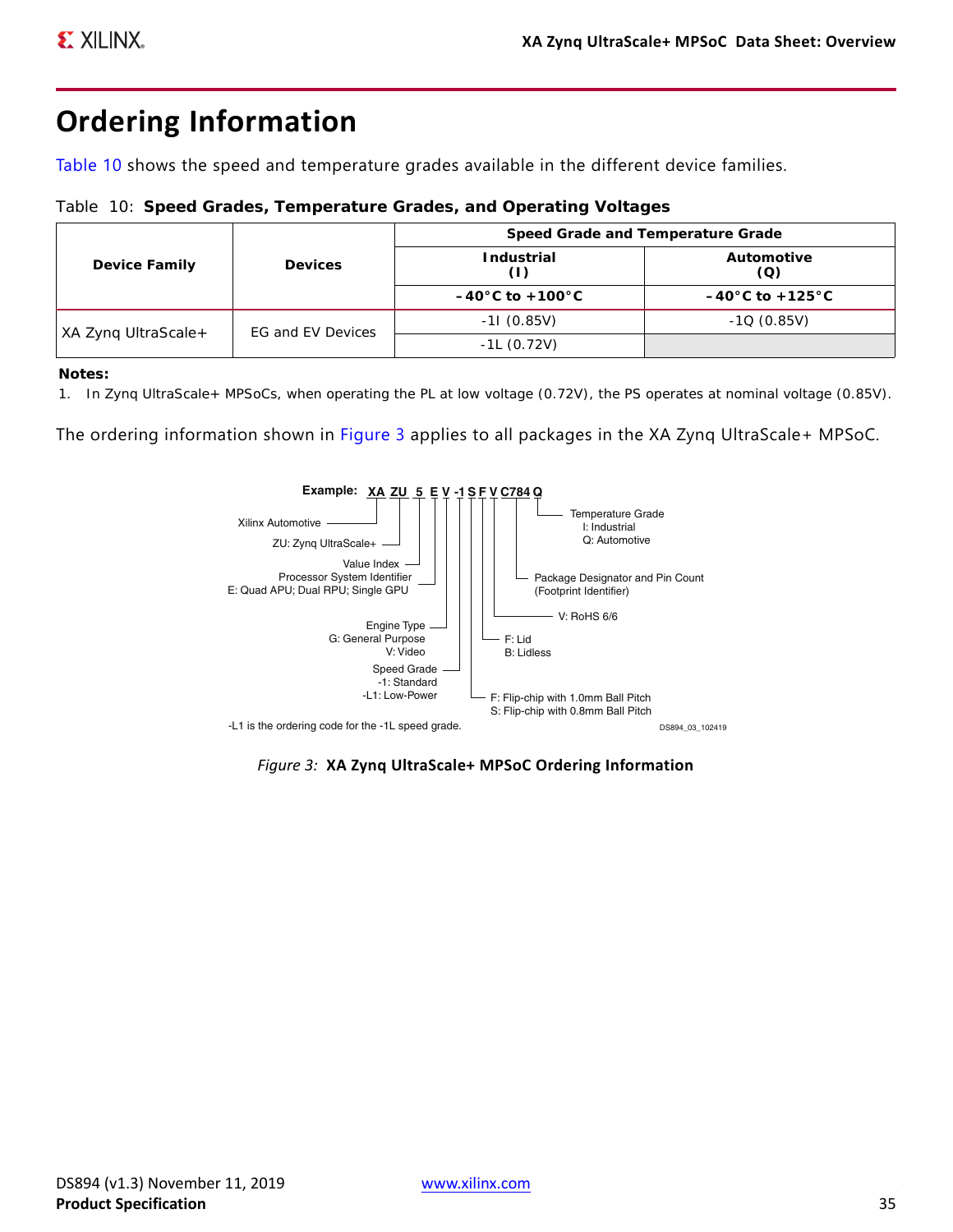# Ordering Information

Table 10 shows the speed and temperature grades available in the different device families.

Table 10: **Speed Grades, Temperature Grades, and Operating Voltages**

| Device Family | Devices | Speed Grade and Temperature Grade | |
|---|---|---|---|
| | | Industrial (I) | Automotive (Q) |
| | | –40°C to +100°C | –40°C to +125°C |
| XA Zynq UltraScale+ | EG and EV Devices | -1I (0.85V) | -1Q (0.85V) |
| | | -1L (0.72V) | |

**Notes:**

1. In Zynq UltraScale+ MPSoCs, when operating the PL at low voltage (0.72V), the PS operates at nominal voltage (0.85V).

The ordering information shown in Figure 3 applies to all packages in the XA Zynq UltraScale+ MPSoC.

**Example:** XA ZU 5 E V -1 S F V C784 Q

- XA: Xilinx Automotive
- ZU: Zynq UltraScale+
- 5: Value Index
- E: Processor System Identifier
  - E: Quad APU; Dual RPU; Single GPU
- V: Engine Type
  - G: General Purpose
  - V: Video
- -1: Speed Grade
  - -1: Standard
  - -L1: Low-Power
- S: F: Flip-chip with 1.0mm Ball Pitch; S: Flip-chip with 0.8mm Ball Pitch
- F: F: Lid; B: Lidless
- V: RoHS 6/6
- C784: Package Designator and Pin Count (Footprint Identifier)
- Q: Temperature Grade
  - I: Industrial
  - Q: Automotive

-L1 is the ordering code for the -1L speed grade.

DS894_03_102419

*Figure 3:* **XA Zynq UltraScale+ MPSoC Ordering Information**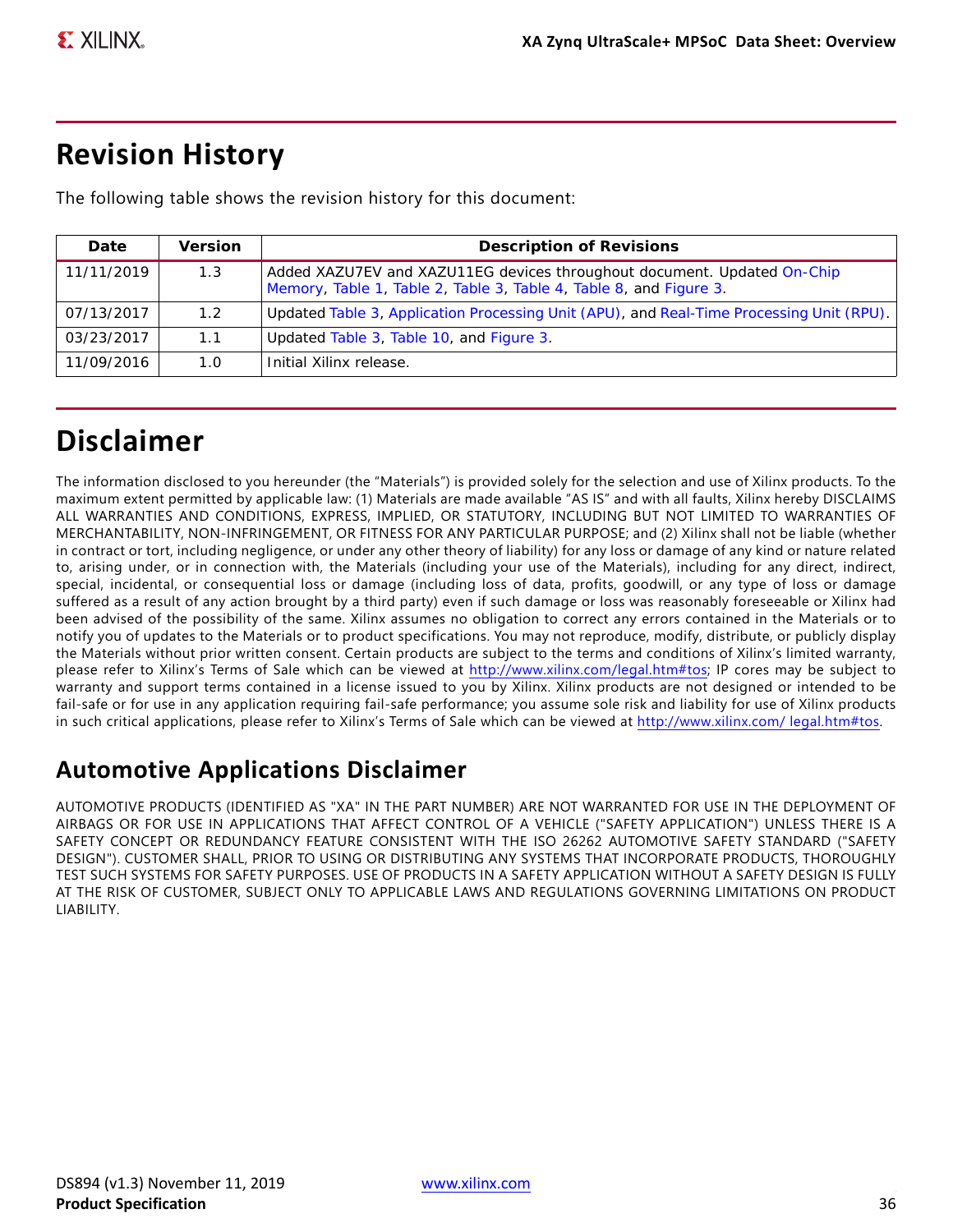# Revision History

The following table shows the revision history for this document:

| Date | Version | Description of Revisions |
| --- | --- | --- |
| 11/11/2019 | 1.3 | Added XAZU7EV and XAZU11EG devices throughout document. Updated On-Chip Memory, Table 1, Table 2, Table 3, Table 4, Table 8, and Figure 3. |
| 07/13/2017 | 1.2 | Updated Table 3, Application Processing Unit (APU), and Real-Time Processing Unit (RPU). |
| 03/23/2017 | 1.1 | Updated Table 3, Table 10, and Figure 3. |
| 11/09/2016 | 1.0 | Initial Xilinx release. |

# Disclaimer

The information disclosed to you hereunder (the "Materials") is provided solely for the selection and use of Xilinx products. To the maximum extent permitted by applicable law: (1) Materials are made available "AS IS" and with all faults, Xilinx hereby DISCLAIMS ALL WARRANTIES AND CONDITIONS, EXPRESS, IMPLIED, OR STATUTORY, INCLUDING BUT NOT LIMITED TO WARRANTIES OF MERCHANTABILITY, NON-INFRINGEMENT, OR FITNESS FOR ANY PARTICULAR PURPOSE; and (2) Xilinx shall not be liable (whether in contract or tort, including negligence, or under any other theory of liability) for any loss or damage of any kind or nature related to, arising under, or in connection with, the Materials (including your use of the Materials), including for any direct, indirect, special, incidental, or consequential loss or damage (including loss of data, profits, goodwill, or any type of loss or damage suffered as a result of any action brought by a third party) even if such damage or loss was reasonably foreseeable or Xilinx had been advised of the possibility of the same. Xilinx assumes no obligation to correct any errors contained in the Materials or to notify you of updates to the Materials or to product specifications. You may not reproduce, modify, distribute, or publicly display the Materials without prior written consent. Certain products are subject to the terms and conditions of Xilinx's limited warranty, please refer to Xilinx's Terms of Sale which can be viewed at http://www.xilinx.com/legal.htm#tos; IP cores may be subject to warranty and support terms contained in a license issued to you by Xilinx. Xilinx products are not designed or intended to be fail-safe or for use in any application requiring fail-safe performance; you assume sole risk and liability for use of Xilinx products in such critical applications, please refer to Xilinx's Terms of Sale which can be viewed at http://www.xilinx.com/ legal.htm#tos.

## Automotive Applications Disclaimer

AUTOMOTIVE PRODUCTS (IDENTIFIED AS "XA" IN THE PART NUMBER) ARE NOT WARRANTED FOR USE IN THE DEPLOYMENT OF AIRBAGS OR FOR USE IN APPLICATIONS THAT AFFECT CONTROL OF A VEHICLE ("SAFETY APPLICATION") UNLESS THERE IS A SAFETY CONCEPT OR REDUNDANCY FEATURE CONSISTENT WITH THE ISO 26262 AUTOMOTIVE SAFETY STANDARD ("SAFETY DESIGN"). CUSTOMER SHALL, PRIOR TO USING OR DISTRIBUTING ANY SYSTEMS THAT INCORPORATE PRODUCTS, THOROUGHLY TEST SUCH SYSTEMS FOR SAFETY PURPOSES. USE OF PRODUCTS IN A SAFETY APPLICATION WITHOUT A SAFETY DESIGN IS FULLY AT THE RISK OF CUSTOMER, SUBJECT ONLY TO APPLICABLE LAWS AND REGULATIONS GOVERNING LIMITATIONS ON PRODUCT LIABILITY.